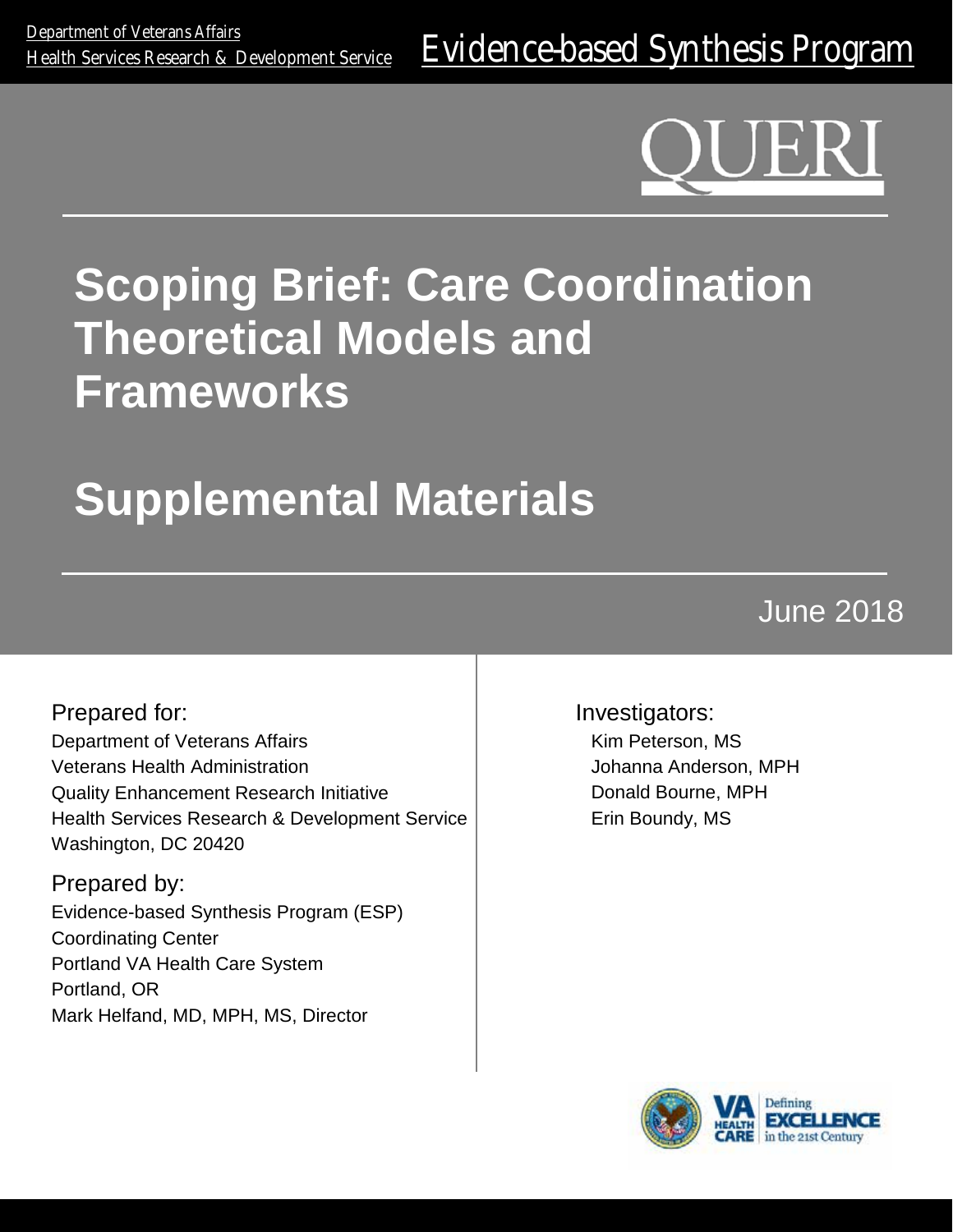Department of Veterans Affairs
Health Services Research & Development Service

Evidence-based Synthesis Program

QUERI

# Scoping Brief: Care Coordination Theoretical Models and Frameworks

# Supplemental Materials

June 2018

Prepared for:
Department of Veterans Affairs
Veterans Health Administration
Quality Enhancement Research Initiative
Health Services Research & Development Service
Washington, DC 20420

Prepared by:
Evidence-based Synthesis Program (ESP)
Coordinating Center
Portland VA Health Care System
Portland, OR
Mark Helfand, MD, MPH, MS, Director

Investigators:
Kim Peterson, MS
Johanna Anderson, MPH
Donald Bourne, MPH
Erin Boundy, MS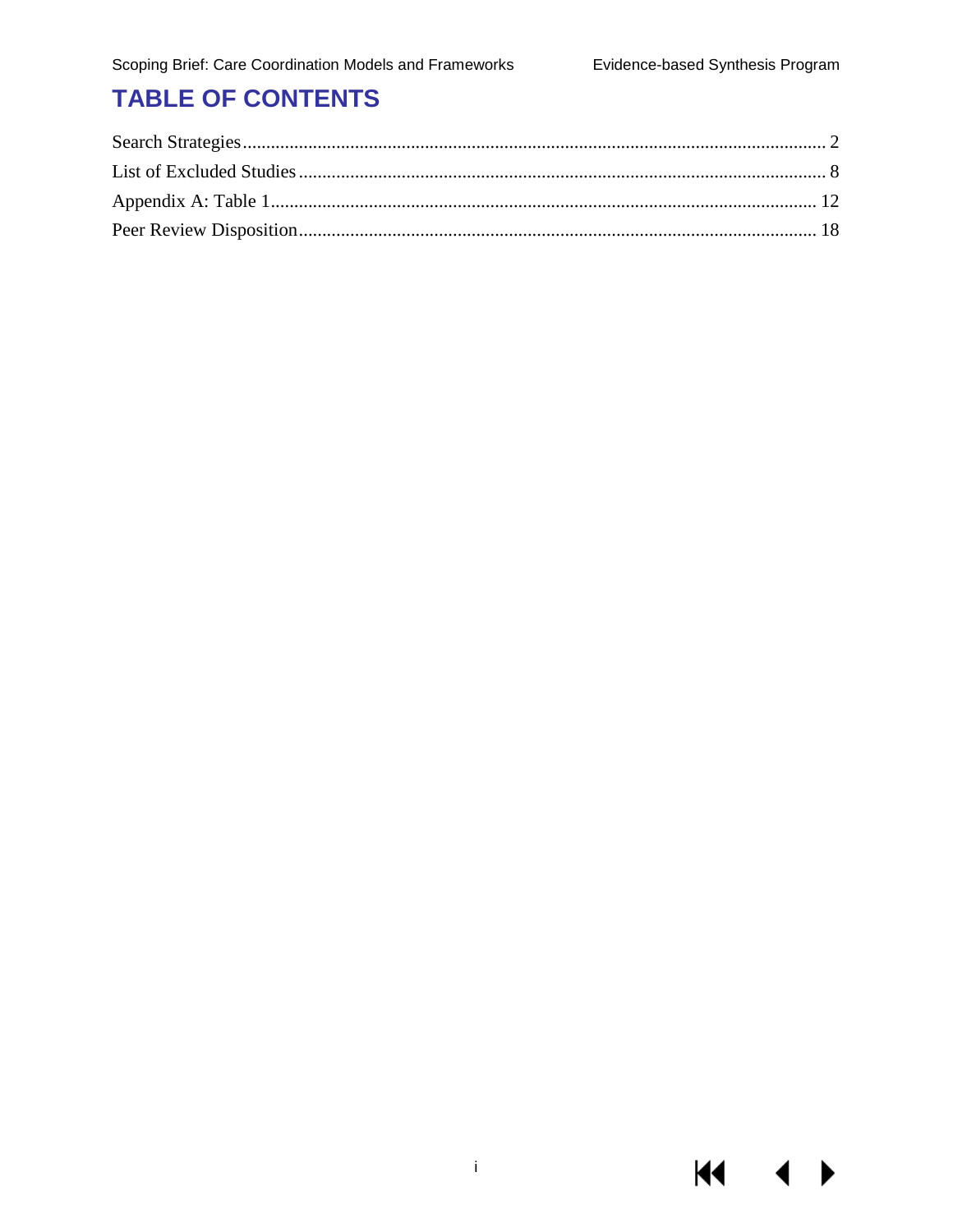# TABLE OF CONTENTS

Search Strategies.............................................................................................................. 2

List of Excluded Studies................................................................................................... 8

Appendix A: Table 1....................................................................................................... 12

Peer Review Disposition.................................................................................................. 18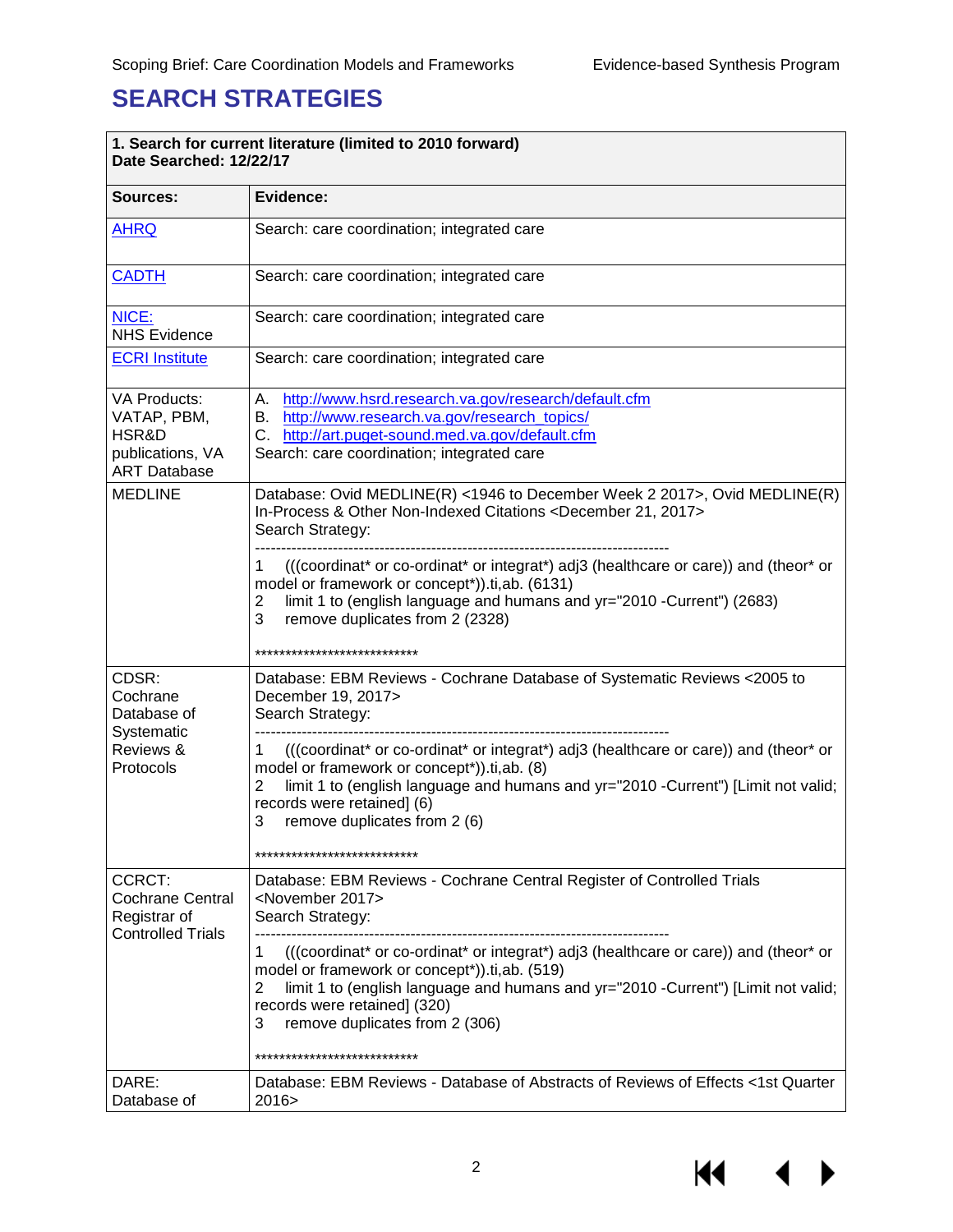# SEARCH STRATEGIES

| **1. Search for current literature (limited to 2010 forward)**<br>**Date Searched: 12/22/17** | |
|---|---|
| **Sources:** | **Evidence:** |
| AHRQ | Search: care coordination; integrated care |
| CADTH | Search: care coordination; integrated care |
| NICE:<br>NHS Evidence | Search: care coordination; integrated care |
| ECRI Institute | Search: care coordination; integrated care |
| VA Products: VATAP, PBM, HSR&D publications, VA ART Database | A. http://www.hsrd.research.va.gov/research/default.cfm<br>B. http://www.research.va.gov/research_topics/<br>C. http://art.puget-sound.med.va.gov/default.cfm<br>Search: care coordination; integrated care |
| MEDLINE | Database: Ovid MEDLINE(R) <1946 to December Week 2 2017>, Ovid MEDLINE(R) In-Process & Other Non-Indexed Citations <December 21, 2017><br>Search Strategy:<br>--------------------------------------------------------------------------------<br>1 (((coordinat* or co-ordinat* or integrat*) adj3 (healthcare or care)) and (theor* or model or framework or concept*)).ti,ab. (6131)<br>2 limit 1 to (english language and humans and yr="2010 -Current") (2683)<br>3 remove duplicates from 2 (2328)<br><br>*************************** |
| CDSR: Cochrane Database of Systematic Reviews & Protocols | Database: EBM Reviews - Cochrane Database of Systematic Reviews <2005 to December 19, 2017><br>Search Strategy:<br>--------------------------------------------------------------------------------<br>1 (((coordinat* or co-ordinat* or integrat*) adj3 (healthcare or care)) and (theor* or model or framework or concept*)).ti,ab. (8)<br>2 limit 1 to (english language and humans and yr="2010 -Current") [Limit not valid; records were retained] (6)<br>3 remove duplicates from 2 (6)<br><br>*************************** |
| CCRCT: Cochrane Central Registrar of Controlled Trials | Database: EBM Reviews - Cochrane Central Register of Controlled Trials <November 2017><br>Search Strategy:<br>--------------------------------------------------------------------------------<br>1 (((coordinat* or co-ordinat* or integrat*) adj3 (healthcare or care)) and (theor* or model or framework or concept*)).ti,ab. (519)<br>2 limit 1 to (english language and humans and yr="2010 -Current") [Limit not valid; records were retained] (320)<br>3 remove duplicates from 2 (306)<br><br>*************************** |
| DARE: Database of | Database: EBM Reviews - Database of Abstracts of Reviews of Effects <1st Quarter 2016> |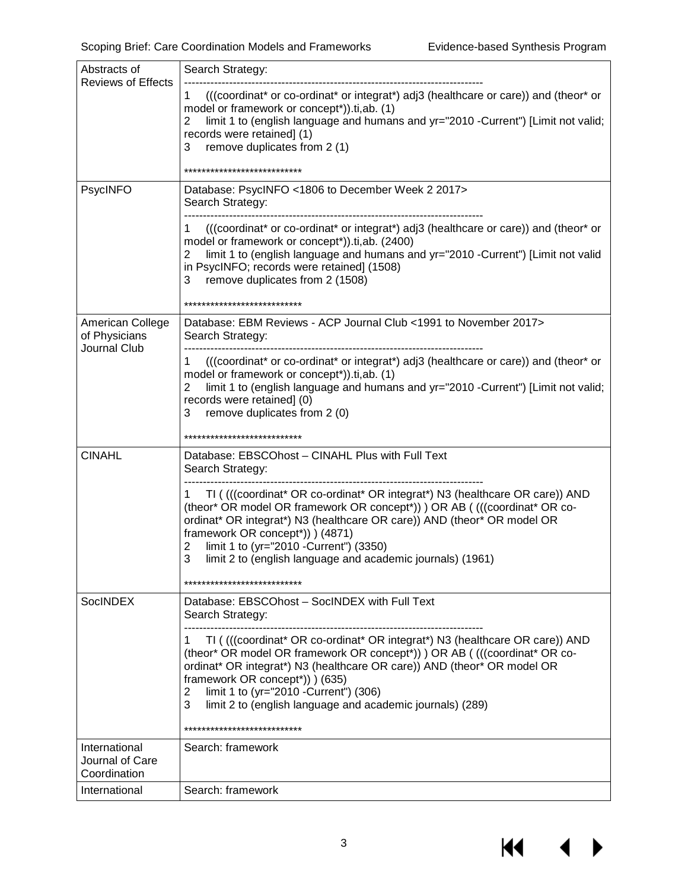| Abstracts of Reviews of Effects | Search Strategy:<br>--------------------------------------------------------------------------------<br>1 (((coordinat* or co-ordinat* or integrat*) adj3 (healthcare or care)) and (theor* or model or framework or concept*)).ti,ab. (1)<br>2 limit 1 to (english language and humans and yr="2010 -Current") [Limit not valid; records were retained] (1)<br>3 remove duplicates from 2 (1)<br><br>*************************** |
|---|---|
| PsycINFO | Database: PsycINFO <1806 to December Week 2 2017><br>Search Strategy:<br>--------------------------------------------------------------------------------<br>1 (((coordinat* or co-ordinat* or integrat*) adj3 (healthcare or care)) and (theor* or model or framework or concept*)).ti,ab. (2400)<br>2 limit 1 to (english language and humans and yr="2010 -Current") [Limit not valid in PsycINFO; records were retained] (1508)<br>3 remove duplicates from 2 (1508)<br><br>*************************** |
| American College of Physicians Journal Club | Database: EBM Reviews - ACP Journal Club <1991 to November 2017><br>Search Strategy:<br>--------------------------------------------------------------------------------<br>1 (((coordinat* or co-ordinat* or integrat*) adj3 (healthcare or care)) and (theor* or model or framework or concept*)).ti,ab. (1)<br>2 limit 1 to (english language and humans and yr="2010 -Current") [Limit not valid; records were retained] (0)<br>3 remove duplicates from 2 (0)<br><br>*************************** |
| CINAHL | Database: EBSCOhost – CINAHL Plus with Full Text<br>Search Strategy:<br>--------------------------------------------------------------------------------<br>1 TI ( (((coordinat* OR co-ordinat* OR integrat*) N3 (healthcare OR care)) AND (theor* OR model OR framework OR concept*)) ) OR AB ( (((coordinat* OR co-ordinat* OR integrat*) N3 (healthcare OR care)) AND (theor* OR model OR framework OR concept*)) ) (4871)<br>2 limit 1 to (yr="2010 -Current") (3350)<br>3 limit 2 to (english language and academic journals) (1961)<br><br>*************************** |
| SocINDEX | Database: EBSCOhost – SocINDEX with Full Text<br>Search Strategy:<br>--------------------------------------------------------------------------------<br>1 TI ( (((coordinat* OR co-ordinat* OR integrat*) N3 (healthcare OR care)) AND (theor* OR model OR framework OR concept*)) ) OR AB ( (((coordinat* OR co-ordinat* OR integrat*) N3 (healthcare OR care)) AND (theor* OR model OR framework OR concept*)) ) (635)<br>2 limit 1 to (yr="2010 -Current") (306)<br>3 limit 2 to (english language and academic journals) (289)<br><br>*************************** |
| International Journal of Care Coordination | Search: framework |
| International | Search: framework |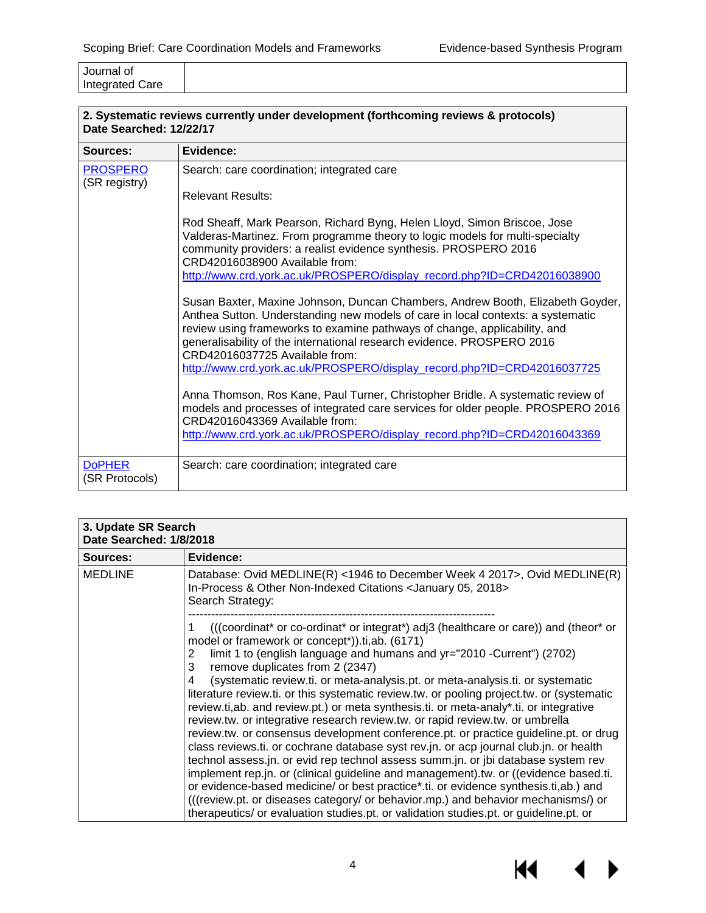| Journal of Integrated Care | |
|---|---|

| 2. Systematic reviews currently under development (forthcoming reviews & protocols)<br>Date Searched: 12/22/17 | |
|---|---|
| **Sources:** | **Evidence:** |
| [PROSPERO](http://www.crd.york.ac.uk/PROSPERO/) (SR registry) | Search: care coordination; integrated care<br><br>Relevant Results:<br><br>Rod Sheaff, Mark Pearson, Richard Byng, Helen Lloyd, Simon Briscoe, Jose Valderas-Martinez. From programme theory to logic models for multi-specialty community providers: a realist evidence synthesis. PROSPERO 2016 CRD42016038900 Available from: http://www.crd.york.ac.uk/PROSPERO/display_record.php?ID=CRD42016038900<br><br>Susan Baxter, Maxine Johnson, Duncan Chambers, Andrew Booth, Elizabeth Goyder, Anthea Sutton. Understanding new models of care in local contexts: a systematic review using frameworks to examine pathways of change, applicability, and generalisability of the international research evidence. PROSPERO 2016 CRD42016037725 Available from: http://www.crd.york.ac.uk/PROSPERO/display_record.php?ID=CRD42016037725<br><br>Anna Thomson, Ros Kane, Paul Turner, Christopher Bridle. A systematic review of models and processes of integrated care services for older people. PROSPERO 2016 CRD42016043369 Available from: http://www.crd.york.ac.uk/PROSPERO/display_record.php?ID=CRD42016043369 |
| DoPHER (SR Protocols) | Search: care coordination; integrated care |

| 3. Update SR Search<br>Date Searched: 1/8/2018 | |
|---|---|
| **Sources:** | **Evidence:** |
| MEDLINE | Database: Ovid MEDLINE(R) <1946 to December Week 4 2017>, Ovid MEDLINE(R) In-Process & Other Non-Indexed Citations <January 05, 2018><br>Search Strategy:<br>--------------------------------------------------------------------------------<br>1 (((coordinat* or co-ordinat* or integrat*) adj3 (healthcare or care)) and (theor* or model or framework or concept*)).ti,ab. (6171)<br>2 limit 1 to (english language and humans and yr="2010 -Current") (2702)<br>3 remove duplicates from 2 (2347)<br>4 (systematic review.ti. or meta-analysis.pt. or meta-analysis.ti. or systematic literature review.ti. or this systematic review.tw. or pooling project.tw. or (systematic review.ti,ab. and review.pt.) or meta synthesis.ti. or meta-analy*.ti. or integrative review.tw. or integrative research review.tw. or rapid review.tw. or umbrella review.tw. or consensus development conference.pt. or practice guideline.pt. or drug class reviews.ti. or cochrane database syst rev.jn. or acp journal club.jn. or health technol assess.jn. or evid rep technol assess summ.jn. or jbi database system rev implement rep.jn. or (clinical guideline and management).tw. or ((evidence based.ti. or evidence-based medicine/ or best practice*.ti. or evidence synthesis.ti,ab.) and (((review.pt. or diseases category/ or behavior.mp.) and behavior mechanisms/) or therapeutics/ or evaluation studies.pt. or validation studies.pt. or guideline.pt. or |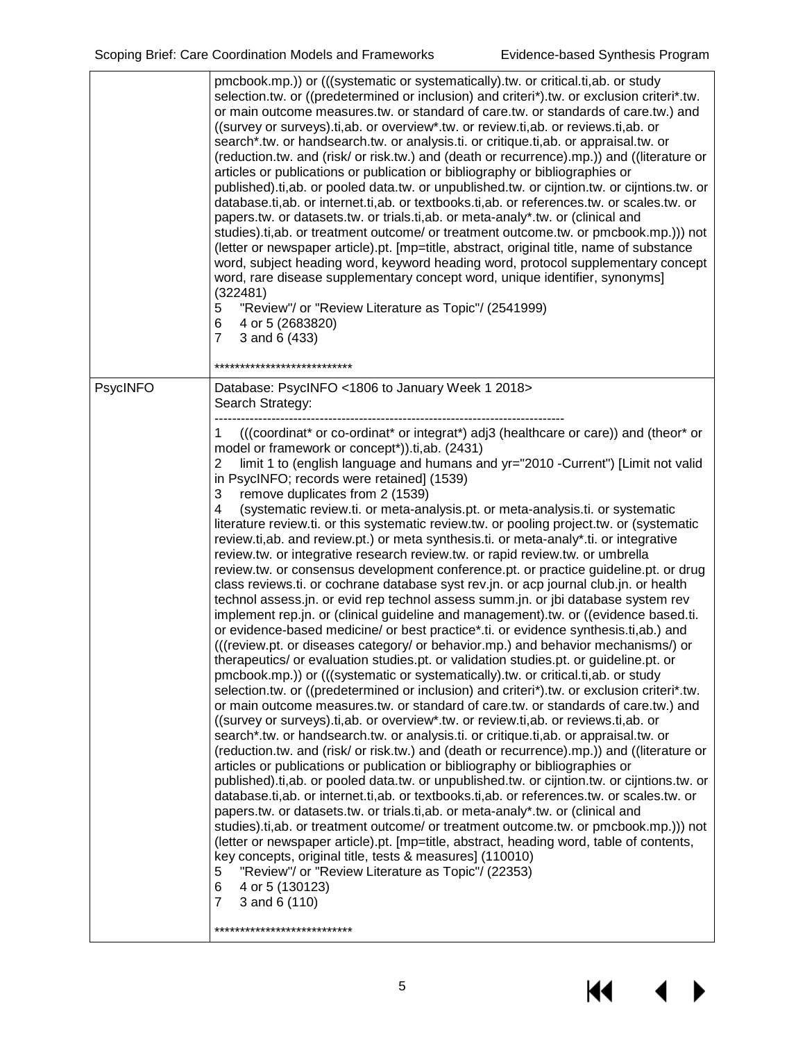| | |
|---|---|
| | pmcbook.mp.)) or (((systematic or systematically).tw. or critical.ti,ab. or study selection.tw. or ((predetermined or inclusion) and criteri*).tw. or exclusion criteri*.tw. or main outcome measures.tw. or standard of care.tw. or standards of care.tw.) and ((survey or surveys).ti,ab. or overview*.tw. or review.ti,ab. or reviews.ti,ab. or search*.tw. or handsearch.tw. or analysis.ti. or critique.ti,ab. or appraisal.tw. or (reduction.tw. and (risk/ or risk.tw.) and (death or recurrence).mp.)) and ((literature or articles or publications or publication or bibliography or bibliographies or published).ti,ab. or pooled data.tw. or unpublished.tw. or cijntion.tw. or cijntions.tw. or database.ti,ab. or internet.ti,ab. or textbooks.ti,ab. or references.tw. or scales.tw. or papers.tw. or datasets.tw. or trials.ti,ab. or meta-analy*.tw. or (clinical and studies).ti,ab. or treatment outcome/ or treatment outcome.tw. or pmcbook.mp.))) not (letter or newspaper article).pt. [mp=title, abstract, original title, name of substance word, subject heading word, keyword heading word, protocol supplementary concept word, rare disease supplementary concept word, unique identifier, synonyms] (322481)<br>5 "Review"/ or "Review Literature as Topic"/ (2541999)<br>6 4 or 5 (2683820)<br>7 3 and 6 (433)<br><br>*************************** |
| PsycINFO | Database: PsycINFO <1806 to January Week 1 2018><br>Search Strategy:<br>--------------------------------------------------------------------------------<br>1 (((coordinat* or co-ordinat* or integrat*) adj3 (healthcare or care)) and (theor* or model or framework or concept*)).ti,ab. (2431)<br>2 limit 1 to (english language and humans and yr="2010 -Current") [Limit not valid in PsycINFO; records were retained] (1539)<br>3 remove duplicates from 2 (1539)<br>4 (systematic review.ti. or meta-analysis.pt. or meta-analysis.ti. or systematic literature review.ti. or this systematic review.tw. or pooling project.tw. or (systematic review.ti,ab. and review.pt.) or meta synthesis.ti. or meta-analy*.ti. or integrative review.tw. or integrative research review.tw. or rapid review.tw. or umbrella review.tw. or consensus development conference.pt. or practice guideline.pt. or drug class reviews.ti. or cochrane database syst rev.jn. or acp journal club.jn. or health technol assess.jn. or evid rep technol assess summ.jn. or jbi database system rev implement rep.jn. or (clinical guideline and management).tw. or ((evidence based.ti. or evidence-based medicine/ or best practice*.ti. or evidence synthesis.ti,ab.) and (((review.pt. or diseases category/ or behavior.mp.) and behavior mechanisms/) or therapeutics/ or evaluation studies.pt. or validation studies.pt. or guideline.pt. or pmcbook.mp.)) or (((systematic or systematically).tw. or critical.ti,ab. or study selection.tw. or ((predetermined or inclusion) and criteri*).tw. or exclusion criteri*.tw. or main outcome measures.tw. or standard of care.tw. or standards of care.tw.) and ((survey or surveys).ti,ab. or overview*.tw. or review.ti,ab. or reviews.ti,ab. or search*.tw. or handsearch.tw. or analysis.ti. or critique.ti,ab. or appraisal.tw. or (reduction.tw. and (risk/ or risk.tw.) and (death or recurrence).mp.)) and ((literature or articles or publications or publication or bibliography or bibliographies or published).ti,ab. or pooled data.tw. or unpublished.tw. or cijntion.tw. or cijntions.tw. or database.ti,ab. or internet.ti,ab. or textbooks.ti,ab. or references.tw. or scales.tw. or papers.tw. or datasets.tw. or trials.ti,ab. or meta-analy*.tw. or (clinical and studies).ti,ab. or treatment outcome/ or treatment outcome.tw. or pmcbook.mp.))) not (letter or newspaper article).pt. [mp=title, abstract, heading word, table of contents, key concepts, original title, tests & measures] (110010)<br>5 "Review"/ or "Review Literature as Topic"/ (22353)<br>6 4 or 5 (130123)<br>7 3 and 6 (110)<br><br>*************************** |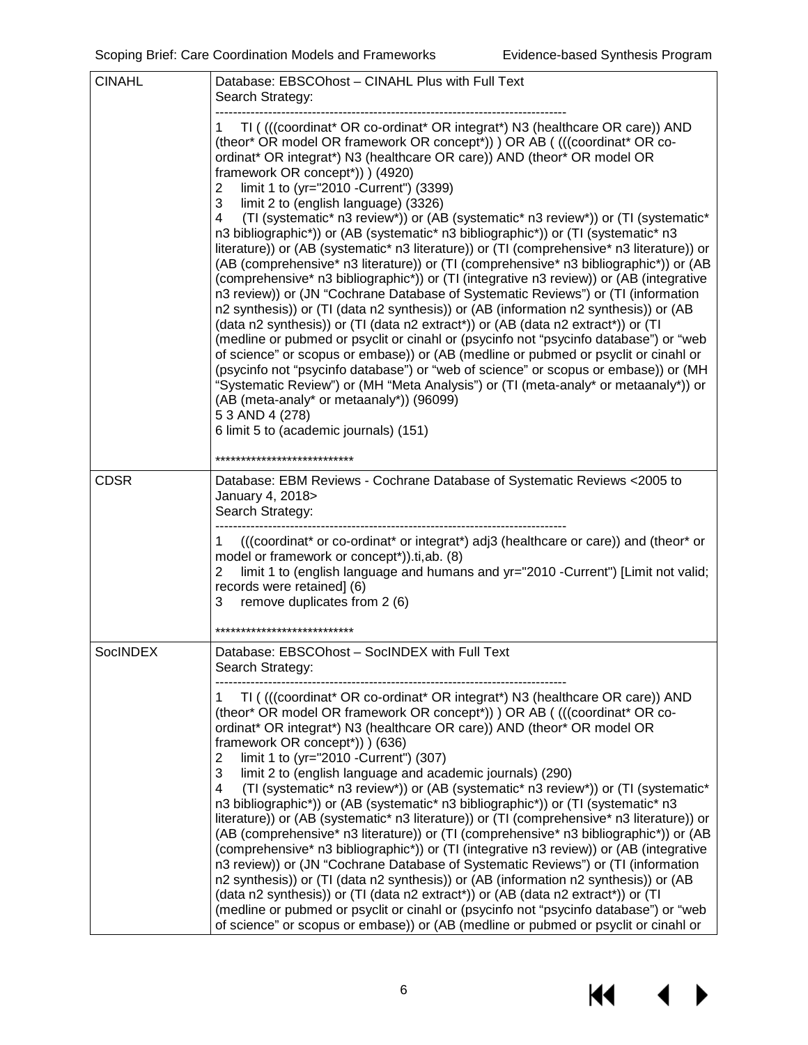| | |
|---|---|
| CINAHL | Database: EBSCOhost – CINAHL Plus with Full Text<br>Search Strategy:<br>--------------------------------------------------------------------------------<br>1 TI ( (((coordinat* OR co-ordinat* OR integrat*) N3 (healthcare OR care)) AND (theor* OR model OR framework OR concept*)) ) OR AB ( (((coordinat* OR co-ordinat* OR integrat*) N3 (healthcare OR care)) AND (theor* OR model OR framework OR concept*)) ) (4920)<br>2 limit 1 to (yr="2010 -Current") (3399)<br>3 limit 2 to (english language) (3326)<br>4 (TI (systematic* n3 review*)) or (AB (systematic* n3 review*)) or (TI (systematic* n3 bibliographic*)) or (AB (systematic* n3 bibliographic*)) or (TI (systematic* n3 literature)) or (AB (systematic* n3 literature)) or (TI (comprehensive* n3 literature)) or (AB (comprehensive* n3 literature)) or (TI (comprehensive* n3 bibliographic*)) or (AB (comprehensive* n3 bibliographic*)) or (TI (integrative n3 review)) or (AB (integrative n3 review)) or (JN "Cochrane Database of Systematic Reviews") or (TI (information n2 synthesis)) or (TI (data n2 synthesis)) or (AB (information n2 synthesis)) or (AB (data n2 synthesis)) or (TI (data n2 extract*)) or (AB (data n2 extract*)) or (TI (medline or pubmed or psyclit or cinahl or (psycinfo not "psycinfo database") or "web of science" or scopus or embase)) or (AB (medline or pubmed or psyclit or cinahl or (psycinfo not "psycinfo database") or "web of science" or scopus or embase)) or (MH "Systematic Review") or (MH "Meta Analysis") or (TI (meta-analy* or metaanaly*)) or (AB (meta-analy* or metaanaly*)) (96099)<br>5 3 AND 4 (278)<br>6 limit 5 to (academic journals) (151)<br><br>*************************** |
| CDSR | Database: EBM Reviews - Cochrane Database of Systematic Reviews <2005 to January 4, 2018><br>Search Strategy:<br>--------------------------------------------------------------------------------<br>1 (((coordinat* or co-ordinat* or integrat*) adj3 (healthcare or care)) and (theor* or model or framework or concept*)).ti,ab. (8)<br>2 limit 1 to (english language and humans and yr="2010 -Current") [Limit not valid; records were retained] (6)<br>3 remove duplicates from 2 (6)<br><br>*************************** |
| SocINDEX | Database: EBSCOhost – SocINDEX with Full Text<br>Search Strategy:<br>--------------------------------------------------------------------------------<br>1 TI ( (((coordinat* OR co-ordinat* OR integrat*) N3 (healthcare OR care)) AND (theor* OR model OR framework OR concept*)) ) OR AB ( (((coordinat* OR co-ordinat* OR integrat*) N3 (healthcare OR care)) AND (theor* OR model OR framework OR concept*)) ) (636)<br>2 limit 1 to (yr="2010 -Current") (307)<br>3 limit 2 to (english language and academic journals) (290)<br>4 (TI (systematic* n3 review*)) or (AB (systematic* n3 review*)) or (TI (systematic* n3 bibliographic*)) or (AB (systematic* n3 bibliographic*)) or (TI (systematic* n3 literature)) or (AB (systematic* n3 literature)) or (TI (comprehensive* n3 literature)) or (AB (comprehensive* n3 literature)) or (TI (comprehensive* n3 bibliographic*)) or (AB (comprehensive* n3 bibliographic*)) or (TI (integrative n3 review)) or (AB (integrative n3 review)) or (JN "Cochrane Database of Systematic Reviews") or (TI (information n2 synthesis)) or (TI (data n2 synthesis)) or (AB (information n2 synthesis)) or (AB (data n2 synthesis)) or (TI (data n2 extract*)) or (AB (data n2 extract*)) or (TI (medline or pubmed or psyclit or cinahl or (psycinfo not "psycinfo database") or "web of science" or scopus or embase)) or (AB (medline or pubmed or psyclit or cinahl or |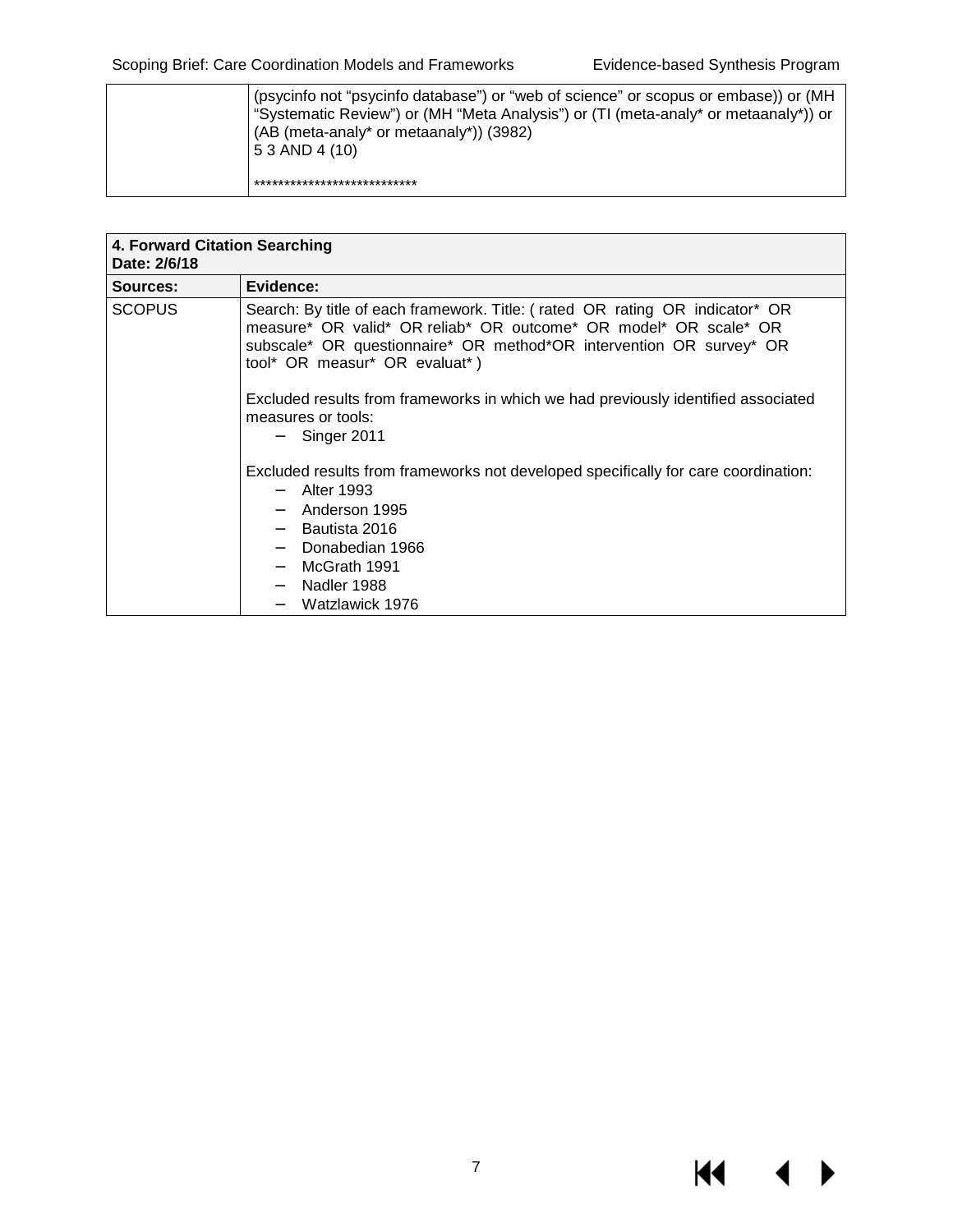| | |
|---|---|
| | (psycinfo not "psycinfo database") or "web of science" or scopus or embase)) or (MH "Systematic Review") or (MH "Meta Analysis") or (TI (meta-analy* or metaanaly*)) or (AB (meta-analy* or metaanaly*)) (3982)<br>5 3 AND 4 (10)<br><br>*************************** |

| **4. Forward Citation Searching**<br>**Date: 2/6/18** | |
|---|---|
| **Sources:** | **Evidence:** |
| SCOPUS | Search: By title of each framework. Title: ( rated OR rating OR indicator* OR measure* OR valid* OR reliab* OR outcome* OR model* OR scale* OR subscale* OR questionnaire* OR method*OR intervention OR survey* OR tool* OR measur* OR evaluat* )<br><br>Excluded results from frameworks in which we had previously identified associated measures or tools:<br>– Singer 2011<br><br>Excluded results from frameworks not developed specifically for care coordination:<br>– Alter 1993<br>– Anderson 1995<br>– Bautista 2016<br>– Donabedian 1966<br>– McGrath 1991<br>– Nadler 1988<br>– Watzlawick 1976 |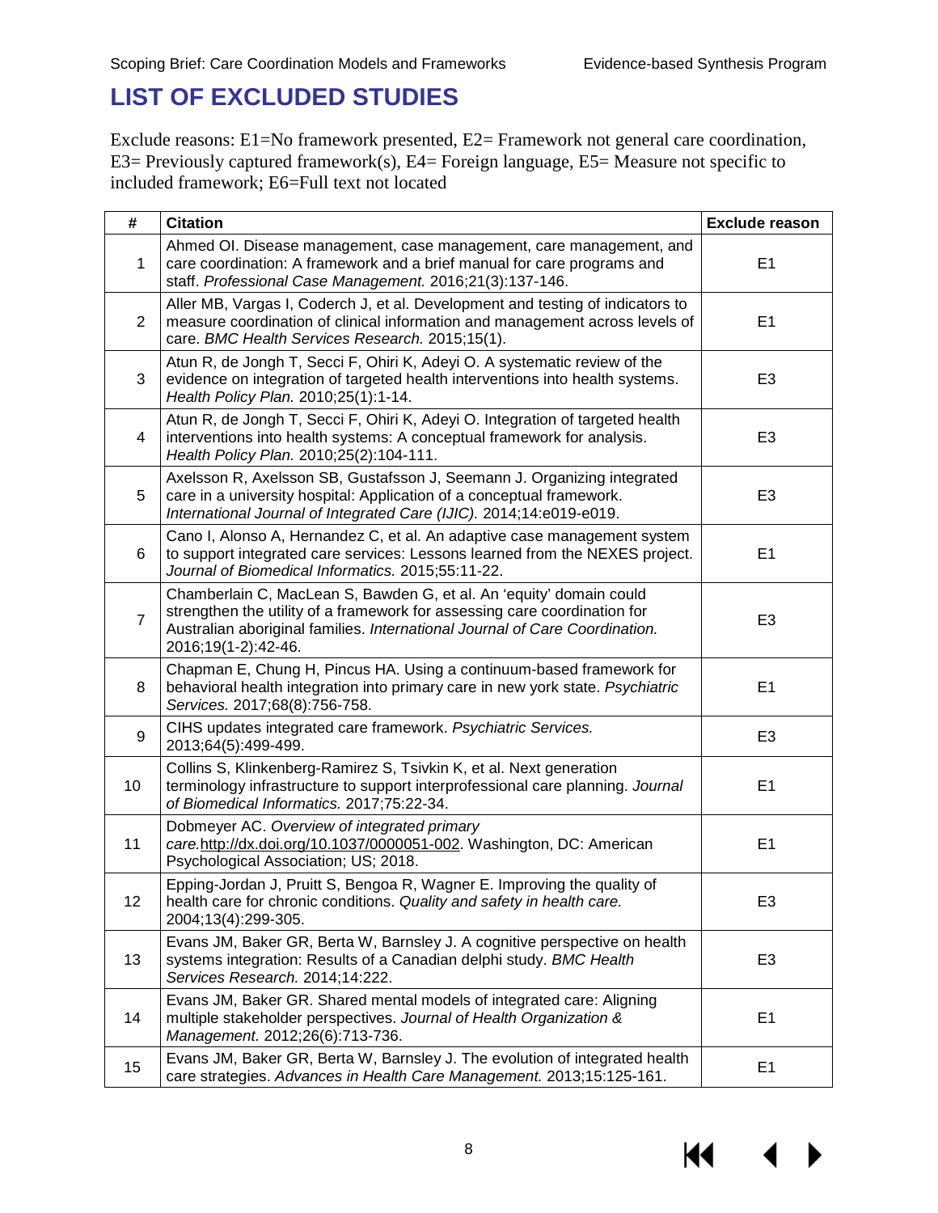## LIST OF EXCLUDED STUDIES

Exclude reasons: E1=No framework presented, E2= Framework not general care coordination, E3= Previously captured framework(s), E4= Foreign language, E5= Measure not specific to included framework; E6=Full text not located

| # | Citation | Exclude reason |
|---|---|---|
| 1 | Ahmed OI. Disease management, case management, care management, and care coordination: A framework and a brief manual for care programs and staff. *Professional Case Management.* 2016;21(3):137-146. | E1 |
| 2 | Aller MB, Vargas I, Coderch J, et al. Development and testing of indicators to measure coordination of clinical information and management across levels of care. *BMC Health Services Research.* 2015;15(1). | E1 |
| 3 | Atun R, de Jongh T, Secci F, Ohiri K, Adeyi O. A systematic review of the evidence on integration of targeted health interventions into health systems. *Health Policy Plan.* 2010;25(1):1-14. | E3 |
| 4 | Atun R, de Jongh T, Secci F, Ohiri K, Adeyi O. Integration of targeted health interventions into health systems: A conceptual framework for analysis. *Health Policy Plan.* 2010;25(2):104-111. | E3 |
| 5 | Axelsson R, Axelsson SB, Gustafsson J, Seemann J. Organizing integrated care in a university hospital: Application of a conceptual framework. *International Journal of Integrated Care (IJIC).* 2014;14:e019-e019. | E3 |
| 6 | Cano I, Alonso A, Hernandez C, et al. An adaptive case management system to support integrated care services: Lessons learned from the NEXES project. *Journal of Biomedical Informatics.* 2015;55:11-22. | E1 |
| 7 | Chamberlain C, MacLean S, Bawden G, et al. An 'equity' domain could strengthen the utility of a framework for assessing care coordination for Australian aboriginal families. *International Journal of Care Coordination.* 2016;19(1-2):42-46. | E3 |
| 8 | Chapman E, Chung H, Pincus HA. Using a continuum-based framework for behavioral health integration into primary care in new york state. *Psychiatric Services.* 2017;68(8):756-758. | E1 |
| 9 | CIHS updates integrated care framework. *Psychiatric Services.* 2013;64(5):499-499. | E3 |
| 10 | Collins S, Klinkenberg-Ramirez S, Tsivkin K, et al. Next generation terminology infrastructure to support interprofessional care planning. *Journal of Biomedical Informatics.* 2017;75:22-34. | E1 |
| 11 | Dobmeyer AC. *Overview of integrated primary care.*http://dx.doi.org/10.1037/0000051-002. Washington, DC: American Psychological Association; US; 2018. | E1 |
| 12 | Epping-Jordan J, Pruitt S, Bengoa R, Wagner E. Improving the quality of health care for chronic conditions. *Quality and safety in health care.* 2004;13(4):299-305. | E3 |
| 13 | Evans JM, Baker GR, Berta W, Barnsley J. A cognitive perspective on health systems integration: Results of a Canadian delphi study. *BMC Health Services Research.* 2014;14:222. | E3 |
| 14 | Evans JM, Baker GR. Shared mental models of integrated care: Aligning multiple stakeholder perspectives. *Journal of Health Organization & Management.* 2012;26(6):713-736. | E1 |
| 15 | Evans JM, Baker GR, Berta W, Barnsley J. The evolution of integrated health care strategies. *Advances in Health Care Management.* 2013;15:125-161. | E1 |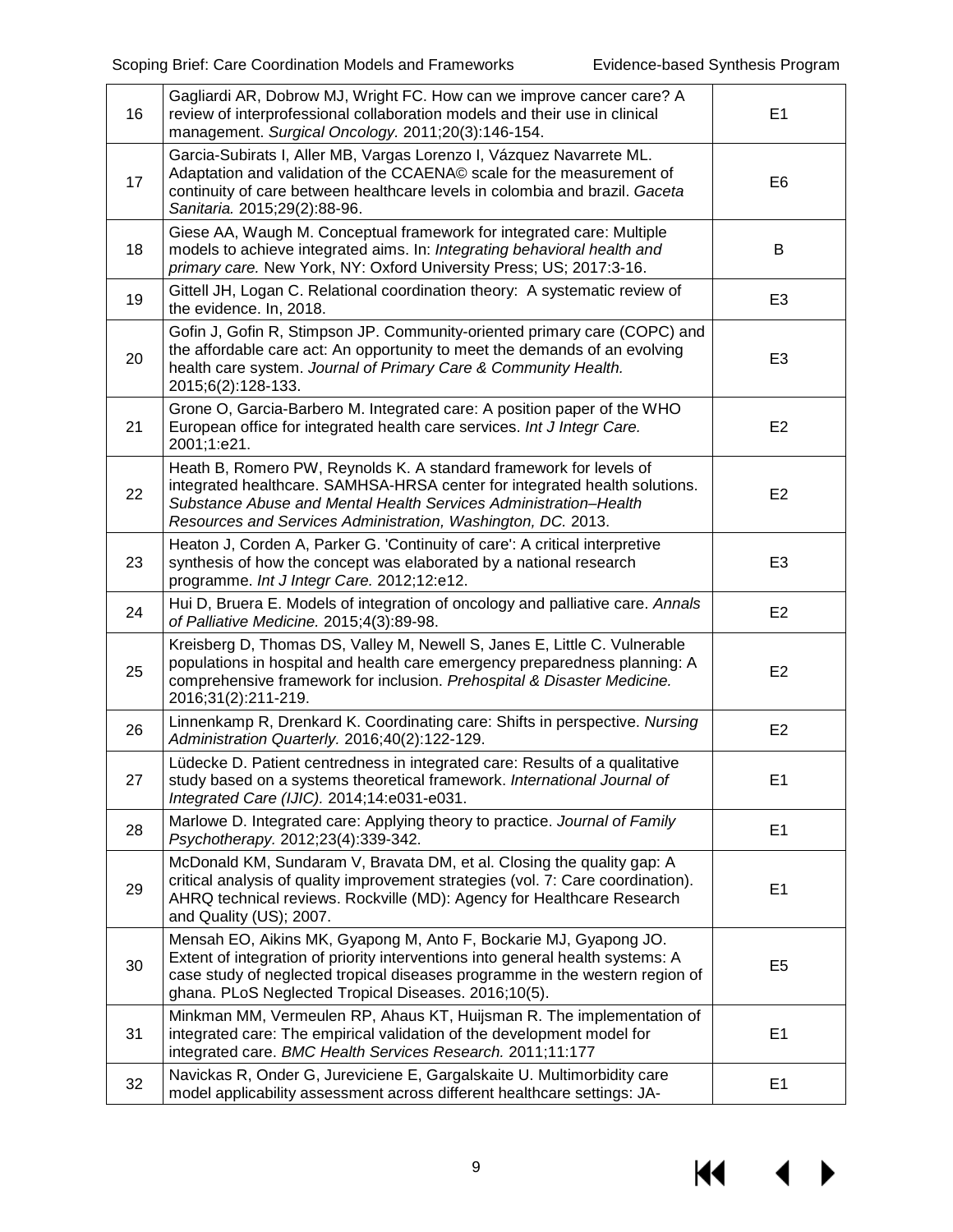| | | |
|---|---|---|
| 16 | Gagliardi AR, Dobrow MJ, Wright FC. How can we improve cancer care? A review of interprofessional collaboration models and their use in clinical management. *Surgical Oncology.* 2011;20(3):146-154. | E1 |
| 17 | Garcia-Subirats I, Aller MB, Vargas Lorenzo I, Vázquez Navarrete ML. Adaptation and validation of the CCAENA© scale for the measurement of continuity of care between healthcare levels in colombia and brazil. *Gaceta Sanitaria.* 2015;29(2):88-96. | E6 |
| 18 | Giese AA, Waugh M. Conceptual framework for integrated care: Multiple models to achieve integrated aims. In: *Integrating behavioral health and primary care.* New York, NY: Oxford University Press; US; 2017:3-16. | B |
| 19 | Gittell JH, Logan C. Relational coordination theory: A systematic review of the evidence. In, 2018. | E3 |
| 20 | Gofin J, Gofin R, Stimpson JP. Community-oriented primary care (COPC) and the affordable care act: An opportunity to meet the demands of an evolving health care system. *Journal of Primary Care & Community Health.* 2015;6(2):128-133. | E3 |
| 21 | Grone O, Garcia-Barbero M. Integrated care: A position paper of the WHO European office for integrated health care services. *Int J Integr Care.* 2001;1:e21. | E2 |
| 22 | Heath B, Romero PW, Reynolds K. A standard framework for levels of integrated healthcare. SAMHSA-HRSA center for integrated health solutions. *Substance Abuse and Mental Health Services Administration–Health Resources and Services Administration, Washington, DC.* 2013. | E2 |
| 23 | Heaton J, Corden A, Parker G. 'Continuity of care': A critical interpretive synthesis of how the concept was elaborated by a national research programme. *Int J Integr Care.* 2012;12:e12. | E3 |
| 24 | Hui D, Bruera E. Models of integration of oncology and palliative care. *Annals of Palliative Medicine.* 2015;4(3):89-98. | E2 |
| 25 | Kreisberg D, Thomas DS, Valley M, Newell S, Janes E, Little C. Vulnerable populations in hospital and health care emergency preparedness planning: A comprehensive framework for inclusion. *Prehospital & Disaster Medicine.* 2016;31(2):211-219. | E2 |
| 26 | Linnenkamp R, Drenkard K. Coordinating care: Shifts in perspective. *Nursing Administration Quarterly.* 2016;40(2):122-129. | E2 |
| 27 | Lüdecke D. Patient centredness in integrated care: Results of a qualitative study based on a systems theoretical framework. *International Journal of Integrated Care (IJIC).* 2014;14:e031-e031. | E1 |
| 28 | Marlowe D. Integrated care: Applying theory to practice. *Journal of Family Psychotherapy.* 2012;23(4):339-342. | E1 |
| 29 | McDonald KM, Sundaram V, Bravata DM, et al. Closing the quality gap: A critical analysis of quality improvement strategies (vol. 7: Care coordination). AHRQ technical reviews. Rockville (MD): Agency for Healthcare Research and Quality (US); 2007. | E1 |
| 30 | Mensah EO, Aikins MK, Gyapong M, Anto F, Bockarie MJ, Gyapong JO. Extent of integration of priority interventions into general health systems: A case study of neglected tropical diseases programme in the western region of ghana. PLoS Neglected Tropical Diseases. 2016;10(5). | E5 |
| 31 | Minkman MM, Vermeulen RP, Ahaus KT, Huijsman R. The implementation of integrated care: The empirical validation of the development model for integrated care. *BMC Health Services Research.* 2011;11:177 | E1 |
| 32 | Navickas R, Onder G, Jureviciene E, Gargalskaite U. Multimorbidity care model applicability assessment across different healthcare settings: JA- | E1 |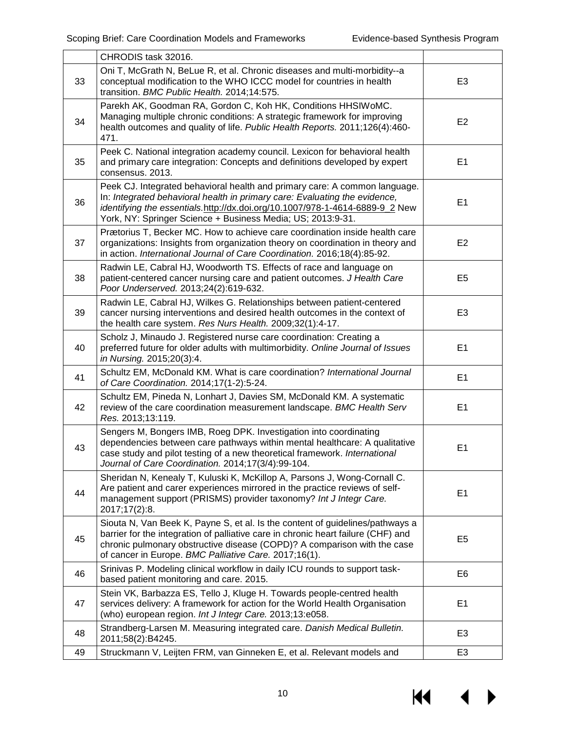|  | CHRODIS task 32016. |  |
|---|---|---|
| 33 | Oni T, McGrath N, BeLue R, et al. Chronic diseases and multi-morbidity--a conceptual modification to the WHO ICCC model for countries in health transition. *BMC Public Health.* 2014;14:575. | E3 |
| 34 | Parekh AK, Goodman RA, Gordon C, Koh HK, Conditions HHSIWoMC. Managing multiple chronic conditions: A strategic framework for improving health outcomes and quality of life. *Public Health Reports.* 2011;126(4):460-471. | E2 |
| 35 | Peek C. National integration academy council. Lexicon for behavioral health and primary care integration: Concepts and definitions developed by expert consensus. 2013. | E1 |
| 36 | Peek CJ. Integrated behavioral health and primary care: A common language. In: *Integrated behavioral health in primary care: Evaluating the evidence, identifying the essentials.* http://dx.doi.org/10.1007/978-1-4614-6889-9_2 New York, NY: Springer Science + Business Media; US; 2013:9-31. | E1 |
| 37 | Prætorius T, Becker MC. How to achieve care coordination inside health care organizations: Insights from organization theory on coordination in theory and in action. *International Journal of Care Coordination.* 2016;18(4):85-92. | E2 |
| 38 | Radwin LE, Cabral HJ, Woodworth TS. Effects of race and language on patient-centered cancer nursing care and patient outcomes. *J Health Care Poor Underserved.* 2013;24(2):619-632. | E5 |
| 39 | Radwin LE, Cabral HJ, Wilkes G. Relationships between patient-centered cancer nursing interventions and desired health outcomes in the context of the health care system. *Res Nurs Health.* 2009;32(1):4-17. | E3 |
| 40 | Scholz J, Minaudo J. Registered nurse care coordination: Creating a preferred future for older adults with multimorbidity. *Online Journal of Issues in Nursing.* 2015;20(3):4. | E1 |
| 41 | Schultz EM, McDonald KM. What is care coordination? *International Journal of Care Coordination.* 2014;17(1-2):5-24. | E1 |
| 42 | Schultz EM, Pineda N, Lonhart J, Davies SM, McDonald KM. A systematic review of the care coordination measurement landscape. *BMC Health Serv Res.* 2013;13:119. | E1 |
| 43 | Sengers M, Bongers IMB, Roeg DPK. Investigation into coordinating dependencies between care pathways within mental healthcare: A qualitative case study and pilot testing of a new theoretical framework. *International Journal of Care Coordination.* 2014;17(3/4):99-104. | E1 |
| 44 | Sheridan N, Kenealy T, Kuluski K, McKillop A, Parsons J, Wong-Cornall C. Are patient and carer experiences mirrored in the practice reviews of self-management support (PRISMS) provider taxonomy? *Int J Integr Care.* 2017;17(2):8. | E1 |
| 45 | Siouta N, Van Beek K, Payne S, et al. Is the content of guidelines/pathways a barrier for the integration of palliative care in chronic heart failure (CHF) and chronic pulmonary obstructive disease (COPD)? A comparison with the case of cancer in Europe. *BMC Palliative Care.* 2017;16(1). | E5 |
| 46 | Srinivas P. Modeling clinical workflow in daily ICU rounds to support task-based patient monitoring and care. 2015. | E6 |
| 47 | Stein VK, Barbazza ES, Tello J, Kluge H. Towards people-centred health services delivery: A framework for action for the World Health Organisation (who) european region. *Int J Integr Care.* 2013;13:e058. | E1 |
| 48 | Strandberg-Larsen M. Measuring integrated care. *Danish Medical Bulletin.* 2011;58(2):B4245. | E3 |
| 49 | Struckmann V, Leijten FRM, van Ginneken E, et al. Relevant models and | E3 |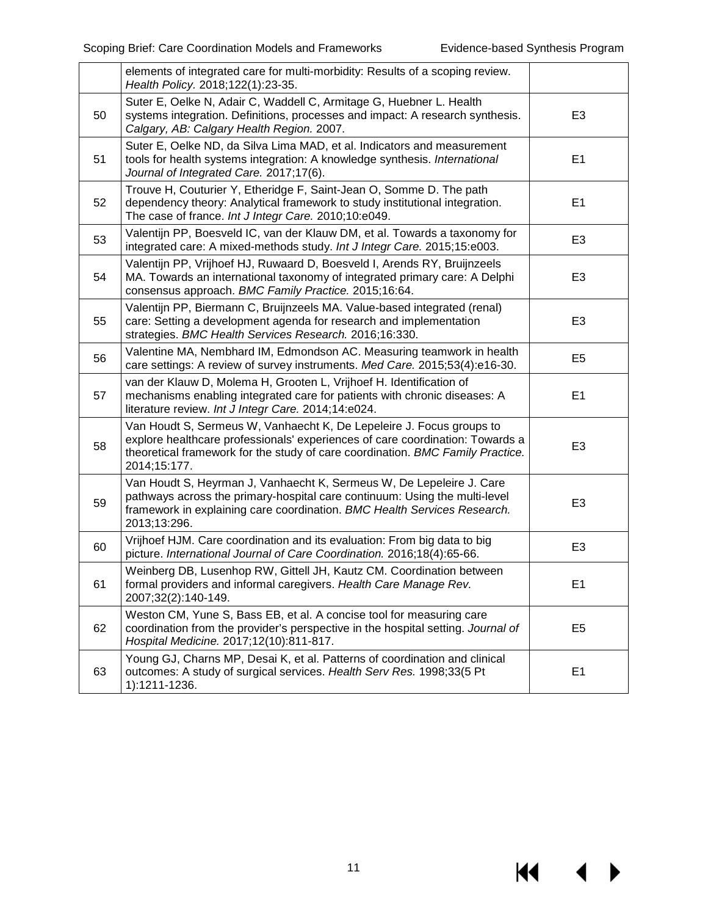|  |  |  |
|---|---|---|
|  | elements of integrated care for multi-morbidity: Results of a scoping review. *Health Policy.* 2018;122(1):23-35. |  |
| 50 | Suter E, Oelke N, Adair C, Waddell C, Armitage G, Huebner L. Health systems integration. Definitions, processes and impact: A research synthesis. *Calgary, AB: Calgary Health Region.* 2007. | E3 |
| 51 | Suter E, Oelke ND, da Silva Lima MAD, et al. Indicators and measurement tools for health systems integration: A knowledge synthesis. *International Journal of Integrated Care.* 2017;17(6). | E1 |
| 52 | Trouve H, Couturier Y, Etheridge F, Saint-Jean O, Somme D. The path dependency theory: Analytical framework to study institutional integration. The case of france. *Int J Integr Care.* 2010;10:e049. | E1 |
| 53 | Valentijn PP, Boesveld IC, van der Klauw DM, et al. Towards a taxonomy for integrated care: A mixed-methods study. *Int J Integr Care.* 2015;15:e003. | E3 |
| 54 | Valentijn PP, Vrijhoef HJ, Ruwaard D, Boesveld I, Arends RY, Bruijnzeels MA. Towards an international taxonomy of integrated primary care: A Delphi consensus approach. *BMC Family Practice.* 2015;16:64. | E3 |
| 55 | Valentijn PP, Biermann C, Bruijnzeels MA. Value-based integrated (renal) care: Setting a development agenda for research and implementation strategies. *BMC Health Services Research.* 2016;16:330. | E3 |
| 56 | Valentine MA, Nembhard IM, Edmondson AC. Measuring teamwork in health care settings: A review of survey instruments. *Med Care.* 2015;53(4):e16-30. | E5 |
| 57 | van der Klauw D, Molema H, Grooten L, Vrijhoef H. Identification of mechanisms enabling integrated care for patients with chronic diseases: A literature review. *Int J Integr Care.* 2014;14:e024. | E1 |
| 58 | Van Houdt S, Sermeus W, Vanhaecht K, De Lepeleire J. Focus groups to explore healthcare professionals' experiences of care coordination: Towards a theoretical framework for the study of care coordination. *BMC Family Practice.* 2014;15:177. | E3 |
| 59 | Van Houdt S, Heyrman J, Vanhaecht K, Sermeus W, De Lepeleire J. Care pathways across the primary-hospital care continuum: Using the multi-level framework in explaining care coordination. *BMC Health Services Research.* 2013;13:296. | E3 |
| 60 | Vrijhoef HJM. Care coordination and its evaluation: From big data to big picture. *International Journal of Care Coordination.* 2016;18(4):65-66. | E3 |
| 61 | Weinberg DB, Lusenhop RW, Gittell JH, Kautz CM. Coordination between formal providers and informal caregivers. *Health Care Manage Rev.* 2007;32(2):140-149. | E1 |
| 62 | Weston CM, Yune S, Bass EB, et al. A concise tool for measuring care coordination from the provider's perspective in the hospital setting. *Journal of Hospital Medicine.* 2017;12(10):811-817. | E5 |
| 63 | Young GJ, Charns MP, Desai K, et al. Patterns of coordination and clinical outcomes: A study of surgical services. *Health Serv Res.* 1998;33(5 Pt 1):1211-1236. | E1 |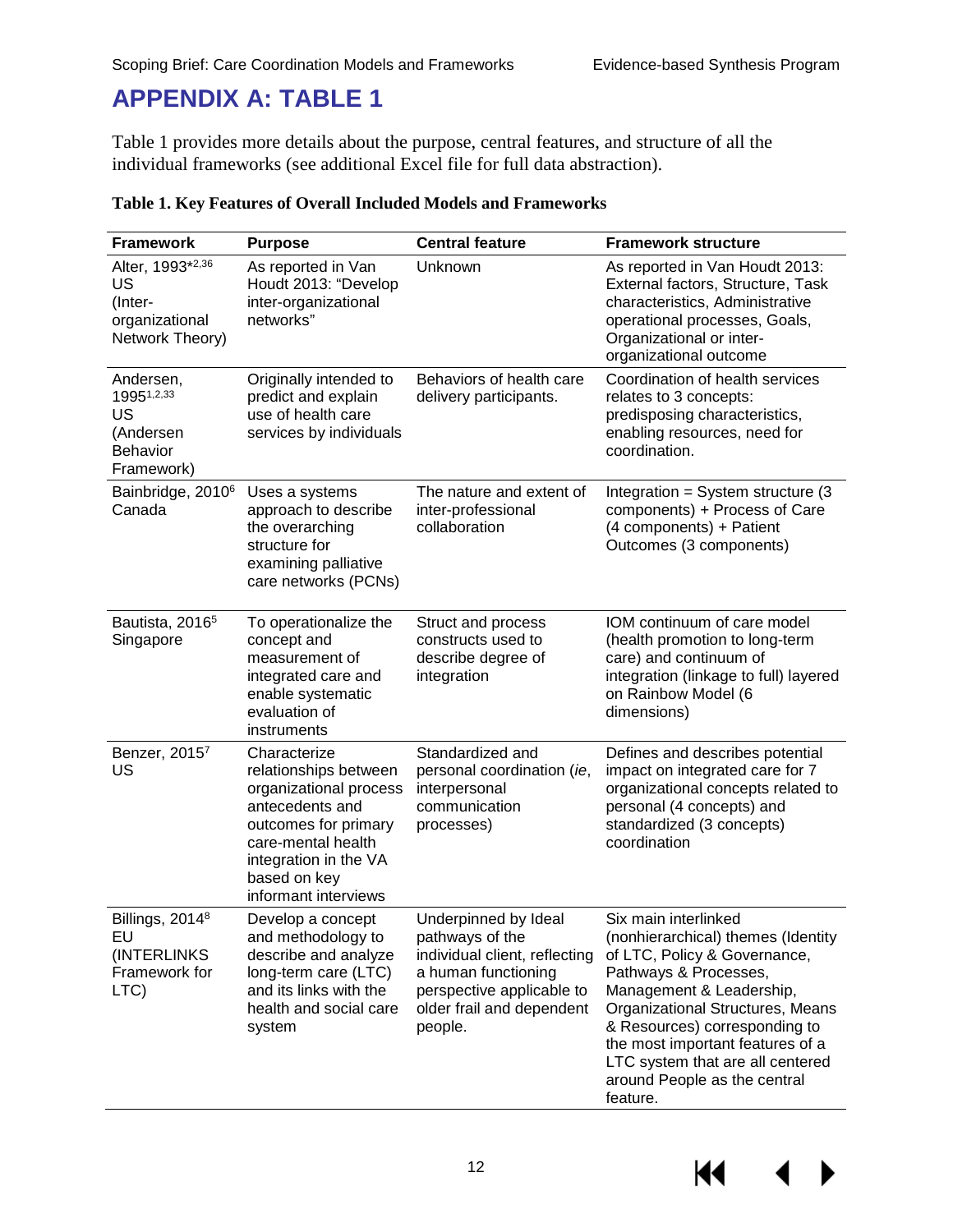# APPENDIX A: TABLE 1

Table 1 provides more details about the purpose, central features, and structure of all the individual frameworks (see additional Excel file for full data abstraction).

**Table 1. Key Features of Overall Included Models and Frameworks**

| Framework | Purpose | Central feature | Framework structure |
|---|---|---|---|
| Alter, 1993*[2,36] US (Inter-organizational Network Theory) | As reported in Van Houdt 2013: "Develop inter-organizational networks" | Unknown | As reported in Van Houdt 2013: External factors, Structure, Task characteristics, Administrative operational processes, Goals, Organizational or inter-organizational outcome |
| Andersen, 1995[1,2,33] US (Andersen Behavior Framework) | Originally intended to predict and explain use of health care services by individuals | Behaviors of health care delivery participants. | Coordination of health services relates to 3 concepts: predisposing characteristics, enabling resources, need for coordination. |
| Bainbridge, 2010[6] Canada | Uses a systems approach to describe the overarching structure for examining palliative care networks (PCNs) | The nature and extent of inter-professional collaboration | Integration = System structure (3 components) + Process of Care (4 components) + Patient Outcomes (3 components) |
| Bautista, 2016[5] Singapore | To operationalize the concept and measurement of integrated care and enable systematic evaluation of instruments | Struct and process constructs used to describe degree of integration | IOM continuum of care model (health promotion to long-term care) and continuum of integration (linkage to full) layered on Rainbow Model (6 dimensions) |
| Benzer, 2015[7] US | Characterize relationships between organizational process antecedents and outcomes for primary care-mental health integration in the VA based on key informant interviews | Standardized and personal coordination (*ie*, interpersonal communication processes) | Defines and describes potential impact on integrated care for 7 organizational concepts related to personal (4 concepts) and standardized (3 concepts) coordination |
| Billings, 2014[8] EU (INTERLINKS Framework for LTC) | Develop a concept and methodology to describe and analyze long-term care (LTC) and its links with the health and social care system | Underpinned by Ideal pathways of the individual client, reflecting a human functioning perspective applicable to older frail and dependent people. | Six main interlinked (nonhierarchical) themes (Identity of LTC, Policy & Governance, Pathways & Processes, Management & Leadership, Organizational Structures, Means & Resources) corresponding to the most important features of a LTC system that are all centered around People as the central feature. |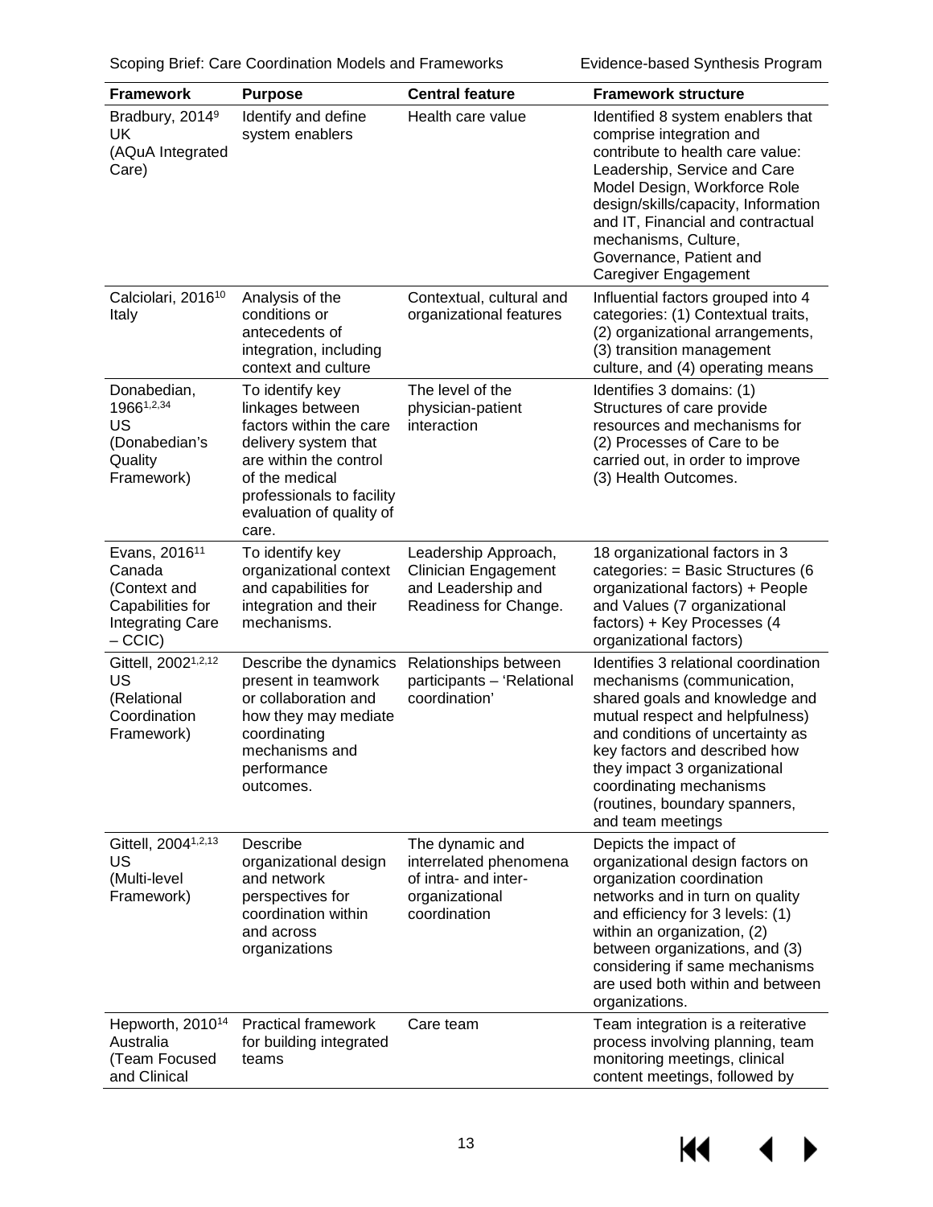| Framework | Purpose | Central feature | Framework structure |
|---|---|---|---|
| Bradbury, 2014[9] UK (AQuA Integrated Care) | Identify and define system enablers | Health care value | Identified 8 system enablers that comprise integration and contribute to health care value: Leadership, Service and Care Model Design, Workforce Role design/skills/capacity, Information and IT, Financial and contractual mechanisms, Culture, Governance, Patient and Caregiver Engagement |
| Calciolari, 2016[10] Italy | Analysis of the conditions or antecedents of integration, including context and culture | Contextual, cultural and organizational features | Influential factors grouped into 4 categories: (1) Contextual traits, (2) organizational arrangements, (3) transition management culture, and (4) operating means |
| Donabedian, 1966[1,2,34] US (Donabedian's Quality Framework) | To identify key linkages between factors within the care delivery system that are within the control of the medical professionals to facility evaluation of quality of care. | The level of the physician-patient interaction | Identifies 3 domains: (1) Structures of care provide resources and mechanisms for (2) Processes of Care to be carried out, in order to improve (3) Health Outcomes. |
| Evans, 2016[11] Canada (Context and Capabilities for Integrating Care – CCIC) | To identify key organizational context and capabilities for integration and their mechanisms. | Leadership Approach, Clinician Engagement and Leadership and Readiness for Change. | 18 organizational factors in 3 categories: = Basic Structures (6 organizational factors) + People and Values (7 organizational factors) + Key Processes (4 organizational factors) |
| Gittell, 2002[1,2,12] US (Relational Coordination Framework) | Describe the dynamics present in teamwork or collaboration and how they may mediate coordinating mechanisms and performance outcomes. | Relationships between participants – 'Relational coordination' | Identifies 3 relational coordination mechanisms (communication, shared goals and knowledge and mutual respect and helpfulness) and conditions of uncertainty as key factors and described how they impact 3 organizational coordinating mechanisms (routines, boundary spanners, and team meetings |
| Gittell, 2004[1,2,13] US (Multi-level Framework) | Describe organizational design and network perspectives for coordination within and across organizations | The dynamic and interrelated phenomena of intra- and inter-organizational coordination | Depicts the impact of organizational design factors on organization coordination networks and in turn on quality and efficiency for 3 levels: (1) within an organization, (2) between organizations, and (3) considering if same mechanisms are used both within and between organizations. |
| Hepworth, 2010[14] Australia (Team Focused and Clinical | Practical framework for building integrated teams | Care team | Team integration is a reiterative process involving planning, team monitoring meetings, clinical content meetings, followed by |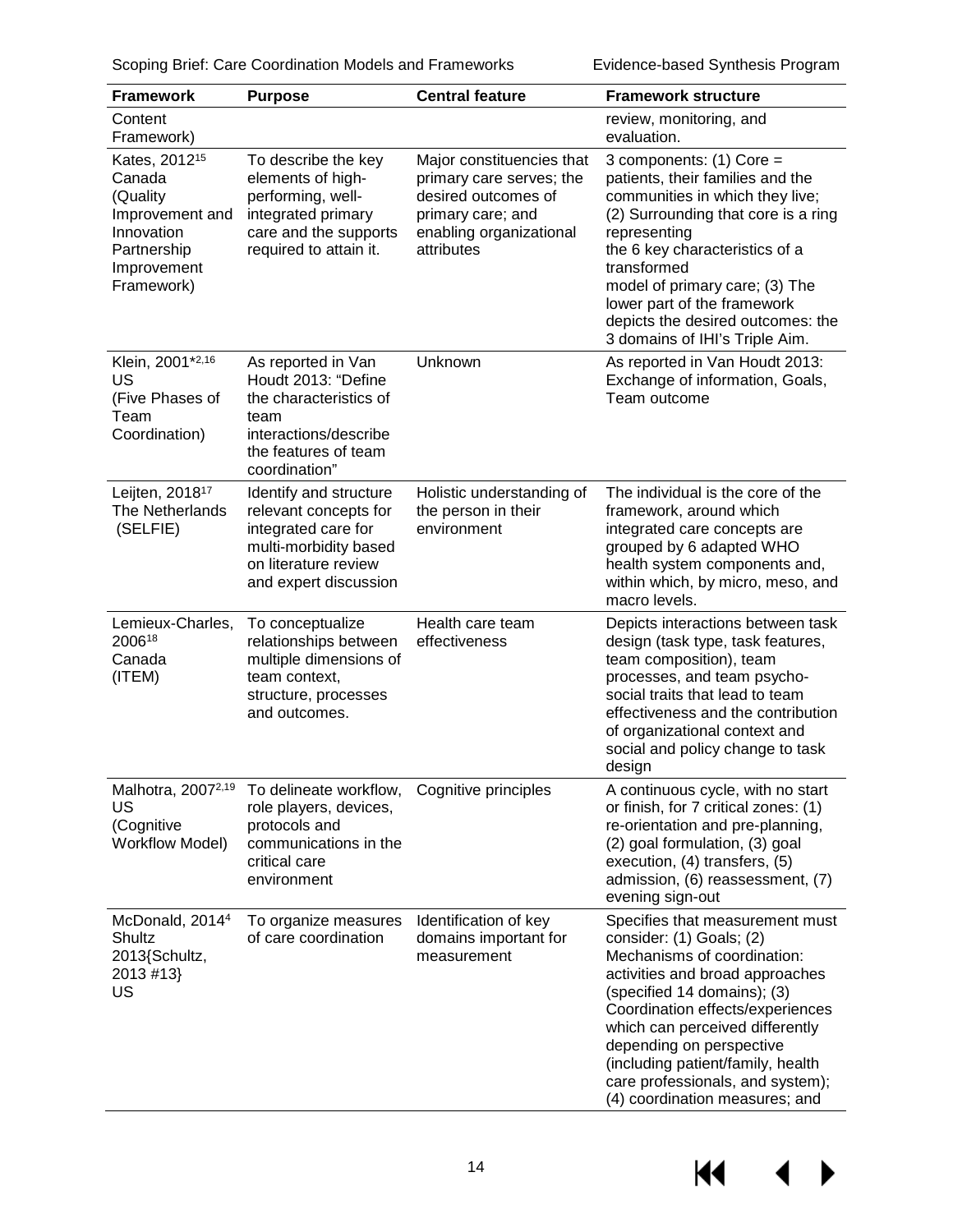| Framework | Purpose | Central feature | Framework structure |
|---|---|---|---|
| Content Framework) | | | review, monitoring, and evaluation. |
| Kates, 2012[15] Canada (Quality Improvement and Innovation Partnership Improvement Framework) | To describe the key elements of high-performing, well-integrated primary care and the supports required to attain it. | Major constituencies that primary care serves; the desired outcomes of primary care; and enabling organizational attributes | 3 components: (1) Core = patients, their families and the communities in which they live; (2) Surrounding that core is a ring representing the 6 key characteristics of a transformed model of primary care; (3) The lower part of the framework depicts the desired outcomes: the 3 domains of IHI's Triple Aim. |
| Klein, 2001*[2,16] US (Five Phases of Team Coordination) | As reported in Van Houdt 2013: "Define the characteristics of team interactions/describe the features of team coordination" | Unknown | As reported in Van Houdt 2013: Exchange of information, Goals, Team outcome |
| Leijten, 2018[17] The Netherlands (SELFIE) | Identify and structure relevant concepts for integrated care for multi-morbidity based on literature review and expert discussion | Holistic understanding of the person in their environment | The individual is the core of the framework, around which integrated care concepts are grouped by 6 adapted WHO health system components and, within which, by micro, meso, and macro levels. |
| Lemieux-Charles, 2006[18] Canada (ITEM) | To conceptualize relationships between multiple dimensions of team context, structure, processes and outcomes. | Health care team effectiveness | Depicts interactions between task design (task type, task features, team composition), team processes, and team psycho-social traits that lead to team effectiveness and the contribution of organizational context and social and policy change to task design |
| Malhotra, 2007[2,19] US (Cognitive Workflow Model) | To delineate workflow, role players, devices, protocols and communications in the critical care environment | Cognitive principles | A continuous cycle, with no start or finish, for 7 critical zones: (1) re-orientation and pre-planning, (2) goal formulation, (3) goal execution, (4) transfers, (5) admission, (6) reassessment, (7) evening sign-out |
| McDonald, 2014[4] Shultz 2013{Schultz, 2013 #13} US | To organize measures of care coordination | Identification of key domains important for measurement | Specifies that measurement must consider: (1) Goals; (2) Mechanisms of coordination: activities and broad approaches (specified 14 domains); (3) Coordination effects/experiences which can perceived differently depending on perspective (including patient/family, health care professionals, and system); (4) coordination measures; and |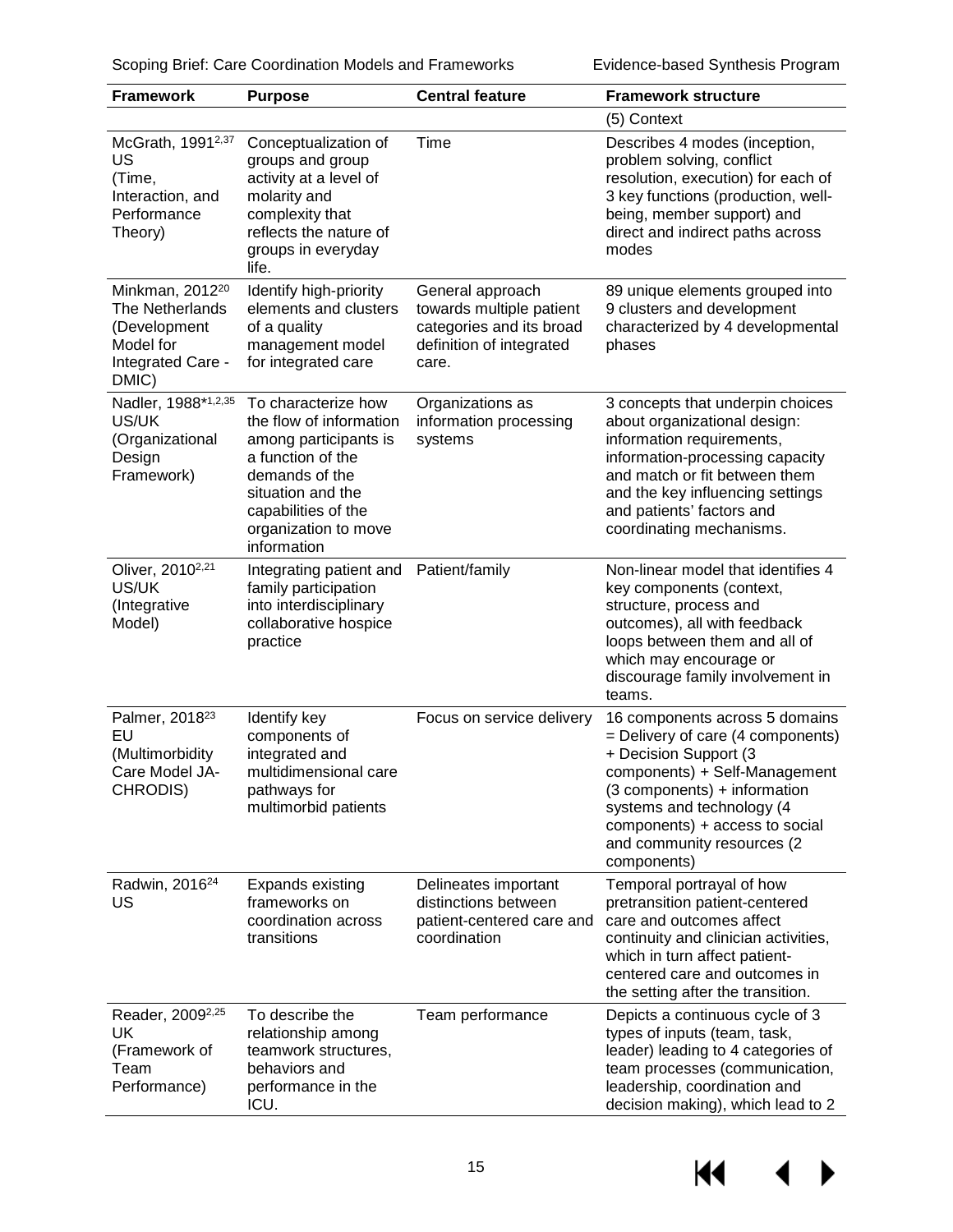| Framework | Purpose | Central feature | Framework structure |
| --- | --- | --- | --- |
| | | | (5) Context |
| McGrath, 1991[2,37] US (Time, Interaction, and Performance Theory) | Conceptualization of groups and group activity at a level of molarity and complexity that reflects the nature of groups in everyday life. | Time | Describes 4 modes (inception, problem solving, conflict resolution, execution) for each of 3 key functions (production, well-being, member support) and direct and indirect paths across modes |
| Minkman, 2012[20] The Netherlands (Development Model for Integrated Care - DMIC) | Identify high-priority elements and clusters of a quality management model for integrated care | General approach towards multiple patient categories and its broad definition of integrated care. | 89 unique elements grouped into 9 clusters and development characterized by 4 developmental phases |
| Nadler, 1988*[1,2,35] US/UK (Organizational Design Framework) | To characterize how the flow of information among participants is a function of the demands of the situation and the capabilities of the organization to move information | Organizations as information processing systems | 3 concepts that underpin choices about organizational design: information requirements, information-processing capacity and match or fit between them and the key influencing settings and patients' factors and coordinating mechanisms. |
| Oliver, 2010[2,21] US/UK (Integrative Model) | Integrating patient and family participation into interdisciplinary collaborative hospice practice | Patient/family | Non-linear model that identifies 4 key components (context, structure, process and outcomes), all with feedback loops between them and all of which may encourage or discourage family involvement in teams. |
| Palmer, 2018[23] EU (Multimorbidity Care Model JA-CHRODIS) | Identify key components of integrated and multidimensional care pathways for multimorbid patients | Focus on service delivery | 16 components across 5 domains = Delivery of care (4 components) + Decision Support (3 components) + Self-Management (3 components) + information systems and technology (4 components) + access to social and community resources (2 components) |
| Radwin, 2016[24] US | Expands existing frameworks on coordination across transitions | Delineates important distinctions between patient-centered care and coordination | Temporal portrayal of how pretransition patient-centered care and outcomes affect continuity and clinician activities, which in turn affect patient-centered care and outcomes in the setting after the transition. |
| Reader, 2009[2,25] UK (Framework of Team Performance) | To describe the relationship among teamwork structures, behaviors and performance in the ICU. | Team performance | Depicts a continuous cycle of 3 types of inputs (team, task, leader) leading to 4 categories of team processes (communication, leadership, coordination and decision making), which lead to 2 |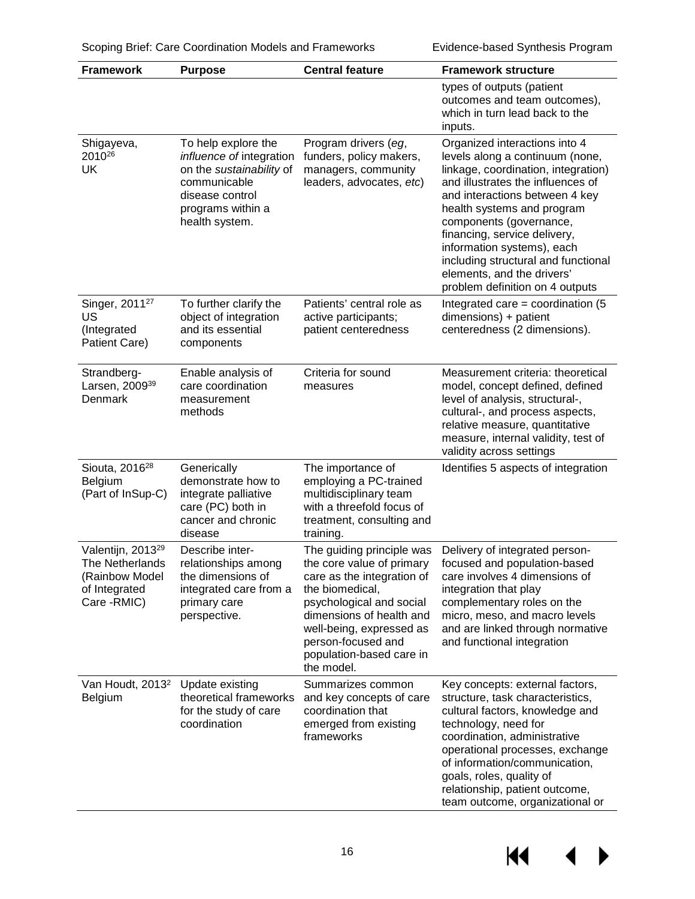| Framework | Purpose | Central feature | Framework structure |
|---|---|---|---|
| | | | types of outputs (patient outcomes and team outcomes), which in turn lead back to the inputs. |
| Shigayeva, 2010[26] UK | To help explore the *influence of* integration on the *sustainability* of communicable disease control programs within a health system. | Program drivers (*eg*, funders, policy makers, managers, community leaders, advocates, *etc*) | Organized interactions into 4 levels along a continuum (none, linkage, coordination, integration) and illustrates the influences of and interactions between 4 key health systems and program components (governance, financing, service delivery, information systems), each including structural and functional elements, and the drivers' problem definition on 4 outputs |
| Singer, 2011[27] US (Integrated Patient Care) | To further clarify the object of integration and its essential components | Patients' central role as active participants; patient centeredness | Integrated care = coordination (5 dimensions) + patient centeredness (2 dimensions). |
| Strandberg-Larsen, 2009[39] Denmark | Enable analysis of care coordination measurement methods | Criteria for sound measures | Measurement criteria: theoretical model, concept defined, defined level of analysis, structural-, cultural-, and process aspects, relative measure, quantitative measure, internal validity, test of validity across settings |
| Siouta, 2016[28] Belgium (Part of InSup-C) | Generically demonstrate how to integrate palliative care (PC) both in cancer and chronic disease | The importance of employing a PC-trained multidisciplinary team with a threefold focus of treatment, consulting and training. | Identifies 5 aspects of integration |
| Valentijn, 2013[29] The Netherlands (Rainbow Model of Integrated Care -RMIC) | Describe inter-relationships among the dimensions of integrated care from a primary care perspective. | The guiding principle was the core value of primary care as the integration of the biomedical, psychological and social dimensions of health and well-being, expressed as person-focused and population-based care in the model. | Delivery of integrated person-focused and population-based care involves 4 dimensions of integration that play complementary roles on the micro, meso, and macro levels and are linked through normative and functional integration |
| Van Houdt, 2013[2] Belgium | Update existing theoretical frameworks for the study of care coordination | Summarizes common and key concepts of care coordination that emerged from existing frameworks | Key concepts: external factors, structure, task characteristics, cultural factors, knowledge and technology, need for coordination, administrative operational processes, exchange of information/communication, goals, roles, quality of relationship, patient outcome, team outcome, organizational or |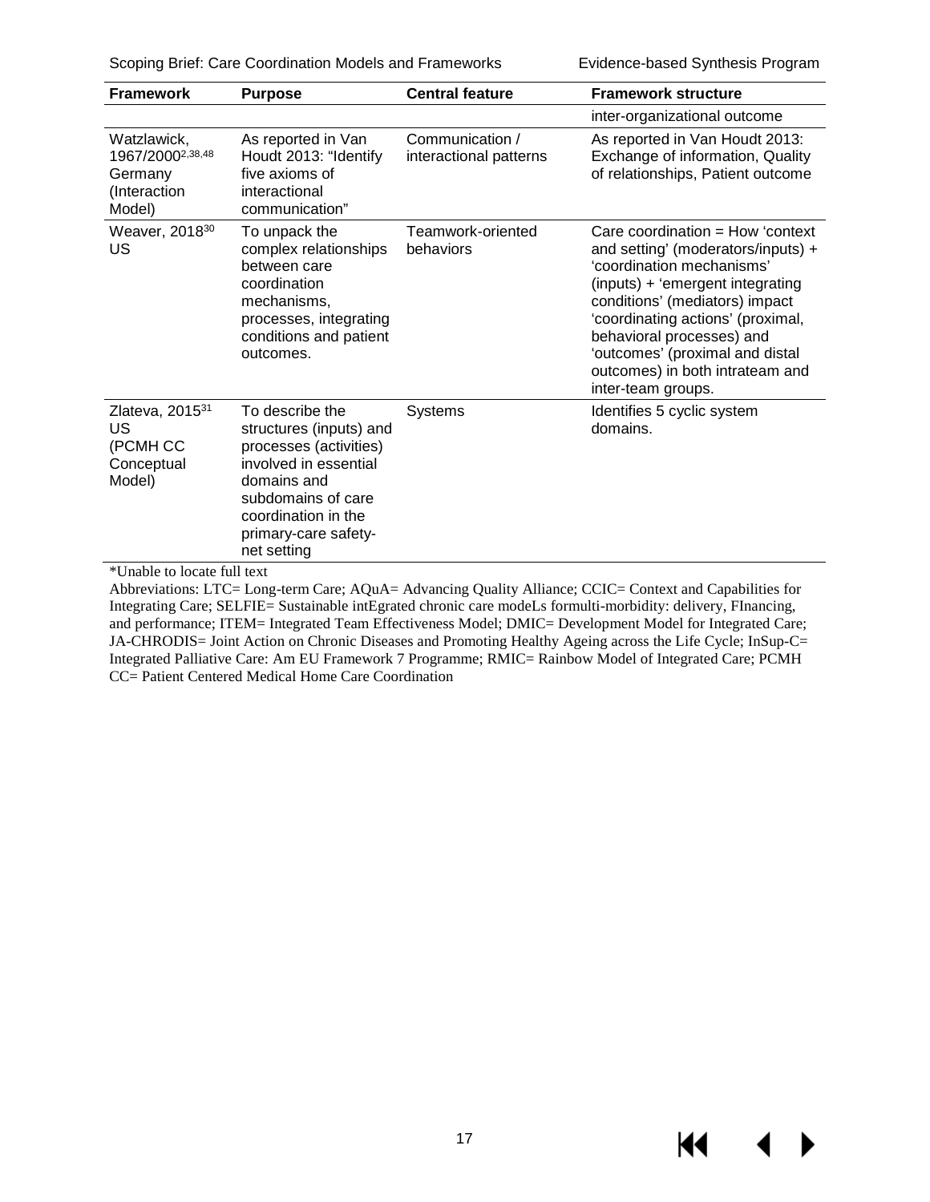| Framework | Purpose | Central feature | Framework structure |
|---|---|---|---|
| | | | inter-organizational outcome |
| Watzlawick, 1967/2000[2,38,48] Germany (Interaction Model) | As reported in Van Houdt 2013: "Identify five axioms of interactional communication" | Communication / interactional patterns | As reported in Van Houdt 2013: Exchange of information, Quality of relationships, Patient outcome |
| Weaver, 2018[30] US | To unpack the complex relationships between care coordination mechanisms, processes, integrating conditions and patient outcomes. | Teamwork-oriented behaviors | Care coordination = How 'context and setting' (moderators/inputs) + 'coordination mechanisms' (inputs) + 'emergent integrating conditions' (mediators) impact 'coordinating actions' (proximal, behavioral processes) and 'outcomes' (proximal and distal outcomes) in both intrateam and inter-team groups. |
| Zlateva, 2015[31] US (PCMH CC Conceptual Model) | To describe the structures (inputs) and processes (activities) involved in essential domains and subdomains of care coordination in the primary-care safety-net setting | Systems | Identifies 5 cyclic system domains. |

*Unable to locate full text

Abbreviations: LTC= Long-term Care; AQuA= Advancing Quality Alliance; CCIC= Context and Capabilities for Integrating Care; SELFIE= Sustainable intEgrated chronic care modeLs formulti-morbidity: delivery, FInancing, and performance; ITEM= Integrated Team Effectiveness Model; DMIC= Development Model for Integrated Care; JA-CHRODIS= Joint Action on Chronic Diseases and Promoting Healthy Ageing across the Life Cycle; InSup-C= Integrated Palliative Care: Am EU Framework 7 Programme; RMIC= Rainbow Model of Integrated Care; PCMH CC= Patient Centered Medical Home Care Coordination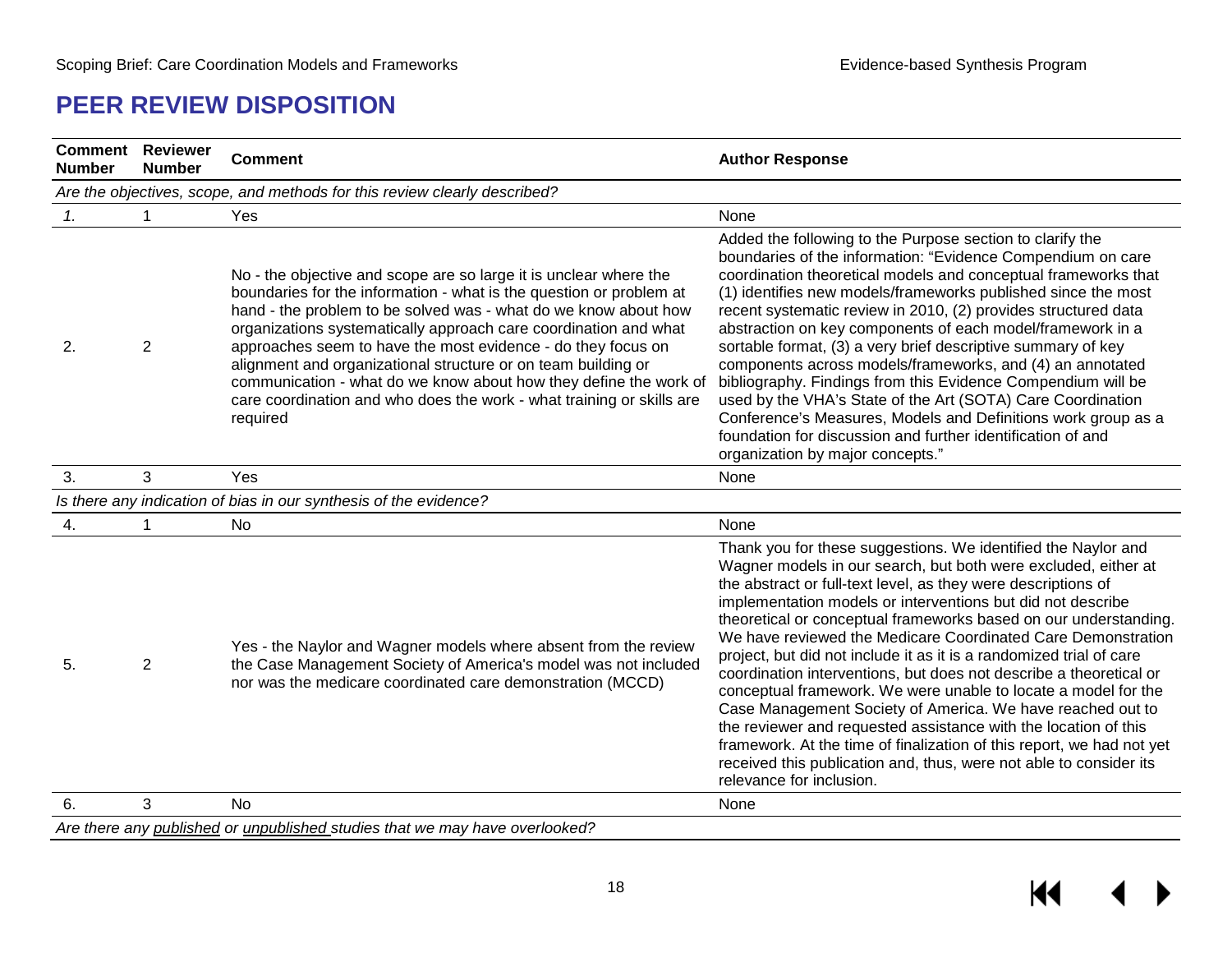# PEER REVIEW DISPOSITION

| Comment Number | Reviewer Number | Comment | Author Response |
|---|---|---|---|
| *Are the objectives, scope, and methods for this review clearly described?* | | | |
| *1.* | 1 | Yes | None |
| 2. | 2 | No - the objective and scope are so large it is unclear where the boundaries for the information - what is the question or problem at hand - the problem to be solved was - what do we know about how organizations systematically approach care coordination and what approaches seem to have the most evidence - do they focus on alignment and organizational structure or on team building or communication - what do we know about how they define the work of care coordination and who does the work - what training or skills are required | Added the following to the Purpose section to clarify the boundaries of the information: "Evidence Compendium on care coordination theoretical models and conceptual frameworks that (1) identifies new models/frameworks published since the most recent systematic review in 2010, (2) provides structured data abstraction on key components of each model/framework in a sortable format, (3) a very brief descriptive summary of key components across models/frameworks, and (4) an annotated bibliography. Findings from this Evidence Compendium will be used by the VHA's State of the Art (SOTA) Care Coordination Conference's Measures, Models and Definitions work group as a foundation for discussion and further identification of and organization by major concepts." |
| 3. | 3 | Yes | None |
| *Is there any indication of bias in our synthesis of the evidence?* | | | |
| 4. | 1 | No | None |
| 5. | 2 | Yes - the Naylor and Wagner models where absent from the review the Case Management Society of America's model was not included nor was the medicare coordinated care demonstration (MCCD) | Thank you for these suggestions. We identified the Naylor and Wagner models in our search, but both were excluded, either at the abstract or full-text level, as they were descriptions of implementation models or interventions but did not describe theoretical or conceptual frameworks based on our understanding. We have reviewed the Medicare Coordinated Care Demonstration project, but did not include it as it is a randomized trial of care coordination interventions, but does not describe a theoretical or conceptual framework. We were unable to locate a model for the Case Management Society of America. We have reached out to the reviewer and requested assistance with the location of this framework. At the time of finalization of this report, we had not yet received this publication and, thus, were not able to consider its relevance for inclusion. |
| 6. | 3 | No | None |
| *Are there any <u>published</u> or <u>unpublished</u> studies that we may have overlooked?* | | | |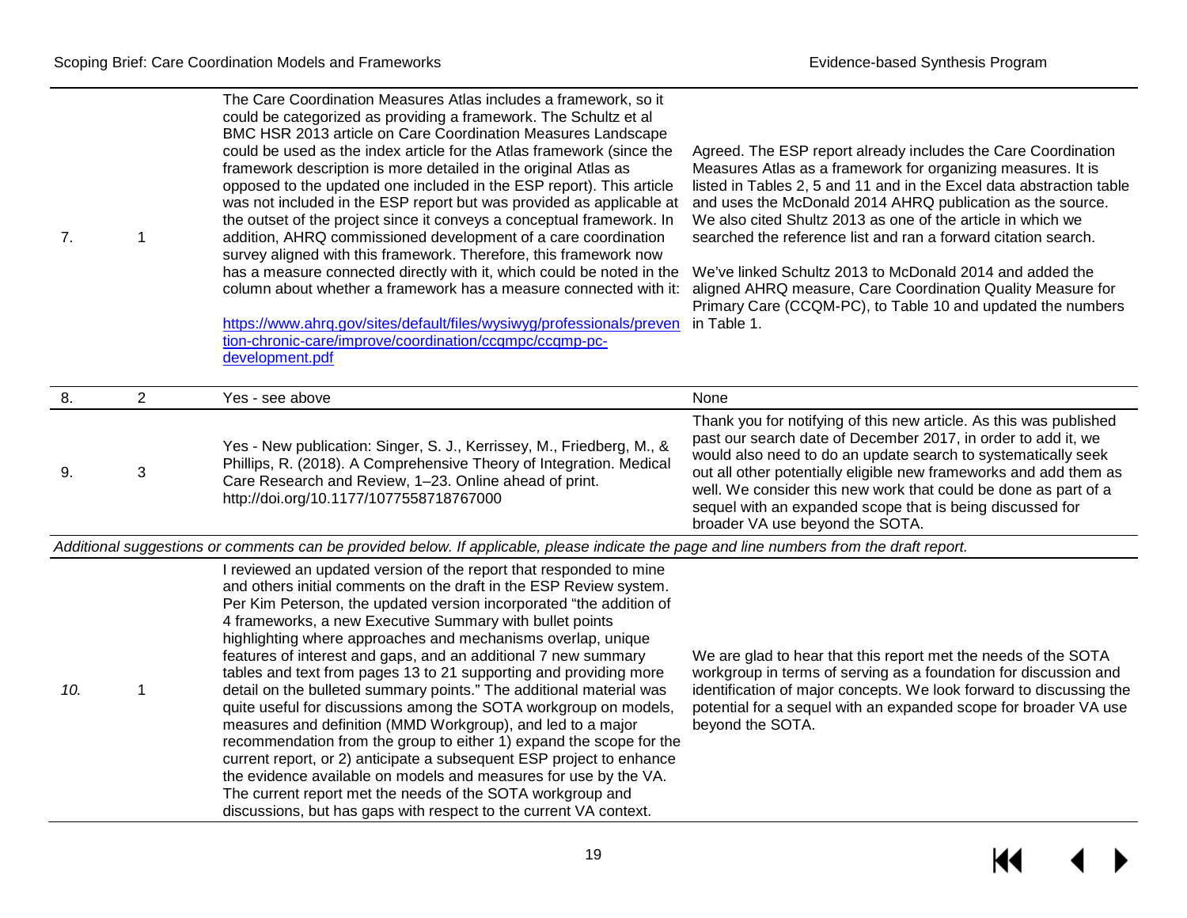| | | | |
|---|---|---|---|
| 7. | 1 | The Care Coordination Measures Atlas includes a framework, so it could be categorized as providing a framework. The Schultz et al BMC HSR 2013 article on Care Coordination Measures Landscape could be used as the index article for the Atlas framework (since the framework description is more detailed in the original Atlas as opposed to the updated one included in the ESP report). This article was not included in the ESP report but was provided as applicable at the outset of the project since it conveys a conceptual framework. In addition, AHRQ commissioned development of a care coordination survey aligned with this framework. Therefore, this framework now has a measure connected directly with it, which could be noted in the column about whether a framework has a measure connected with it: [https://www.ahrq.gov/sites/default/files/wysiwyg/professionals/prevention-chronic-care/improve/coordination/ccqmpc/ccqmp-pc-development.pdf](https://www.ahrq.gov/sites/default/files/wysiwyg/professionals/prevention-chronic-care/improve/coordination/ccqmpc/ccqmp-pc-development.pdf) | Agreed. The ESP report already includes the Care Coordination Measures Atlas as a framework for organizing measures. It is listed in Tables 2, 5 and 11 and in the Excel data abstraction table and uses the McDonald 2014 AHRQ publication as the source. We also cited Shultz 2013 as one of the article in which we searched the reference list and ran a forward citation search. We've linked Schultz 2013 to McDonald 2014 and added the aligned AHRQ measure, Care Coordination Quality Measure for Primary Care (CCQM-PC), to Table 10 and updated the numbers in Table 1. |
| 8. | 2 | Yes - see above | None |
| 9. | 3 | Yes - New publication: Singer, S. J., Kerrissey, M., Friedberg, M., & Phillips, R. (2018). A Comprehensive Theory of Integration. Medical Care Research and Review, 1–23. Online ahead of print. http://doi.org/10.1177/1077558718767000 | Thank you for notifying of this new article. As this was published past our search date of December 2017, in order to add it, we would also need to do an update search to systematically seek out all other potentially eligible new frameworks and add them as well. We consider this new work that could be done as part of a sequel with an expanded scope that is being discussed for broader VA use beyond the SOTA. |
| *Additional suggestions or comments can be provided below. If applicable, please indicate the page and line numbers from the draft report.* | | | |
| *10.* | 1 | I reviewed an updated version of the report that responded to mine and others initial comments on the draft in the ESP Review system. Per Kim Peterson, the updated version incorporated "the addition of 4 frameworks, a new Executive Summary with bullet points highlighting where approaches and mechanisms overlap, unique features of interest and gaps, and an additional 7 new summary tables and text from pages 13 to 21 supporting and providing more detail on the bulleted summary points." The additional material was quite useful for discussions among the SOTA workgroup on models, measures and definition (MMD Workgroup), and led to a major recommendation from the group to either 1) expand the scope for the current report, or 2) anticipate a subsequent ESP project to enhance the evidence available on models and measures for use by the VA. The current report met the needs of the SOTA workgroup and discussions, but has gaps with respect to the current VA context. | We are glad to hear that this report met the needs of the SOTA workgroup in terms of serving as a foundation for discussion and identification of major concepts. We look forward to discussing the potential for a sequel with an expanded scope for broader VA use beyond the SOTA. |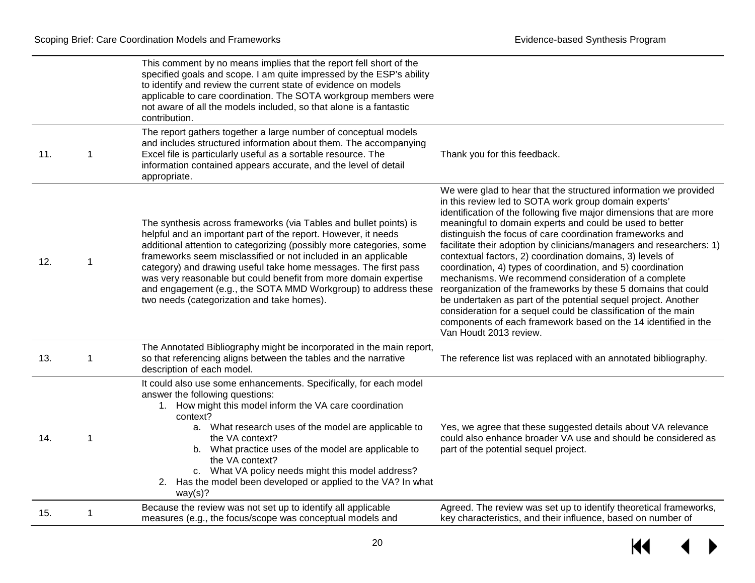| | | | |
|---|---|---|---|
| | | This comment by no means implies that the report fell short of the specified goals and scope. I am quite impressed by the ESP's ability to identify and review the current state of evidence on models applicable to care coordination. The SOTA workgroup members were not aware of all the models included, so that alone is a fantastic contribution. | |
| 11. | 1 | The report gathers together a large number of conceptual models and includes structured information about them. The accompanying Excel file is particularly useful as a sortable resource. The information contained appears accurate, and the level of detail appropriate. | Thank you for this feedback. |
| 12. | 1 | The synthesis across frameworks (via Tables and bullet points) is helpful and an important part of the report. However, it needs additional attention to categorizing (possibly more categories, some frameworks seem misclassified or not included in an applicable category) and drawing useful take home messages. The first pass was very reasonable but could benefit from more domain expertise and engagement (e.g., the SOTA MMD Workgroup) to address these two needs (categorization and take homes). | We were glad to hear that the structured information we provided in this review led to SOTA work group domain experts' identification of the following five major dimensions that are more meaningful to domain experts and could be used to better distinguish the focus of care coordination frameworks and facilitate their adoption by clinicians/managers and researchers: 1) contextual factors, 2) coordination domains, 3) levels of coordination, 4) types of coordination, and 5) coordination mechanisms. We recommend consideration of a complete reorganization of the frameworks by these 5 domains that could be undertaken as part of the potential sequel project. Another consideration for a sequel could be classification of the main components of each framework based on the 14 identified in the Van Houdt 2013 review. |
| 13. | 1 | The Annotated Bibliography might be incorporated in the main report, so that referencing aligns between the tables and the narrative description of each model. | The reference list was replaced with an annotated bibliography. |
| 14. | 1 | It could also use some enhancements. Specifically, for each model answer the following questions:<br>1. How might this model inform the VA care coordination context?<br>&nbsp;&nbsp;&nbsp;a. What research uses of the model are applicable to the VA context?<br>&nbsp;&nbsp;&nbsp;b. What practice uses of the model are applicable to the VA context?<br>&nbsp;&nbsp;&nbsp;c. What VA policy needs might this model address?<br>2. Has the model been developed or applied to the VA? In what way(s)? | Yes, we agree that these suggested details about VA relevance could also enhance broader VA use and should be considered as part of the potential sequel project. |
| 15. | 1 | Because the review was not set up to identify all applicable measures (e.g., the focus/scope was conceptual models and | Agreed. The review was set up to identify theoretical frameworks, key characteristics, and their influence, based on number of |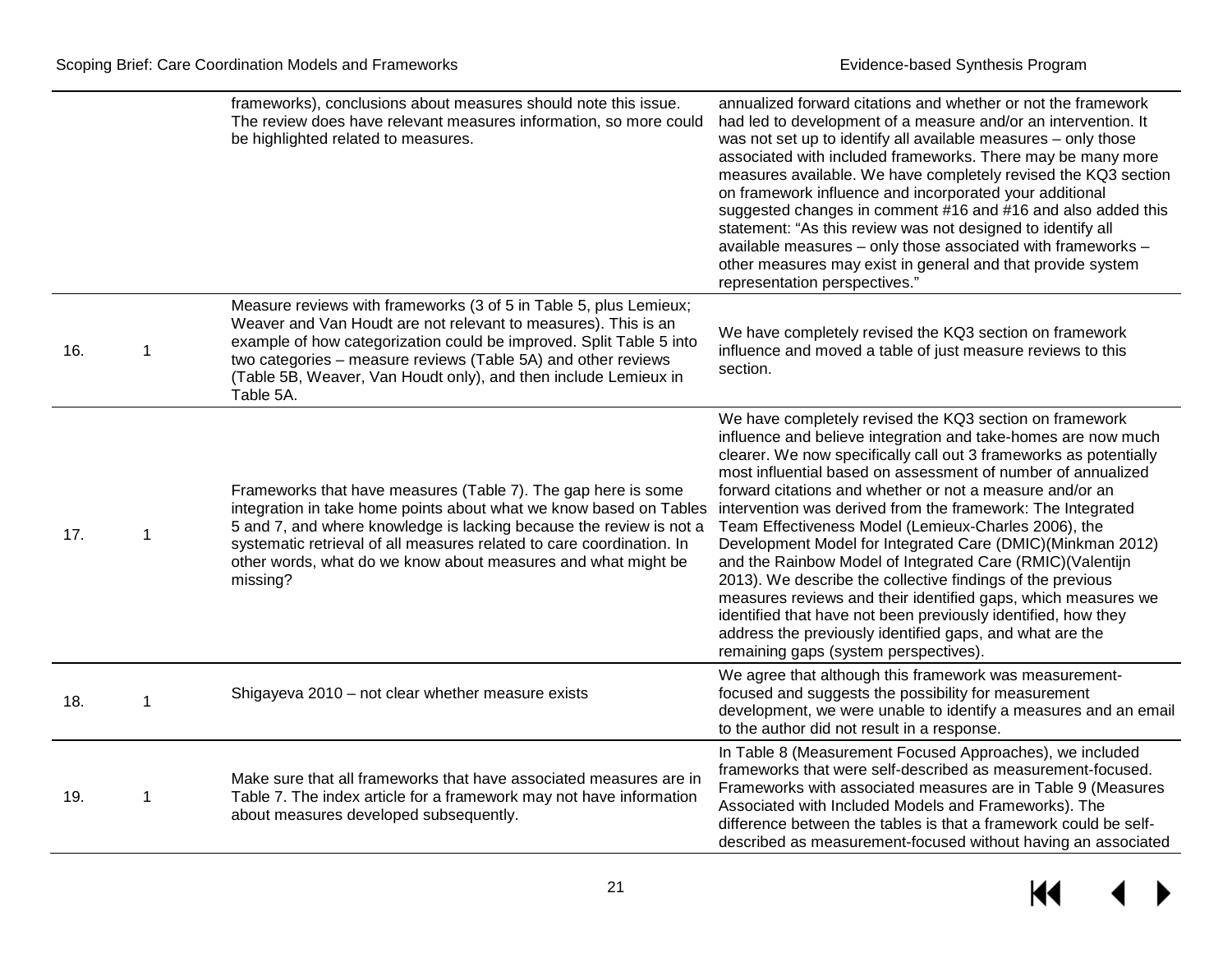| | | | |
|---|---|---|---|
| | | frameworks), conclusions about measures should note this issue. The review does have relevant measures information, so more could be highlighted related to measures. | annualized forward citations and whether or not the framework had led to development of a measure and/or an intervention. It was not set up to identify all available measures – only those associated with included frameworks. There may be many more measures available. We have completely revised the KQ3 section on framework influence and incorporated your additional suggested changes in comment #16 and #16 and also added this statement: "As this review was not designed to identify all available measures – only those associated with frameworks – other measures may exist in general and that provide system representation perspectives." |
| 16. | 1 | Measure reviews with frameworks (3 of 5 in Table 5, plus Lemieux; Weaver and Van Houdt are not relevant to measures). This is an example of how categorization could be improved. Split Table 5 into two categories – measure reviews (Table 5A) and other reviews (Table 5B, Weaver, Van Houdt only), and then include Lemieux in Table 5A. | We have completely revised the KQ3 section on framework influence and moved a table of just measure reviews to this section. |
| 17. | 1 | Frameworks that have measures (Table 7). The gap here is some integration in take home points about what we know based on Tables 5 and 7, and where knowledge is lacking because the review is not a systematic retrieval of all measures related to care coordination. In other words, what do we know about measures and what might be missing? | We have completely revised the KQ3 section on framework influence and believe integration and take-homes are now much clearer. We now specifically call out 3 frameworks as potentially most influential based on assessment of number of annualized forward citations and whether or not a measure and/or an intervention was derived from the framework: The Integrated Team Effectiveness Model (Lemieux-Charles 2006), the Development Model for Integrated Care (DMIC)(Minkman 2012) and the Rainbow Model of Integrated Care (RMIC)(Valentijn 2013). We describe the collective findings of the previous measures reviews and their identified gaps, which measures we identified that have not been previously identified, how they address the previously identified gaps, and what are the remaining gaps (system perspectives). |
| 18. | 1 | Shigayeva 2010 – not clear whether measure exists | We agree that although this framework was measurement-focused and suggests the possibility for measurement development, we were unable to identify a measures and an email to the author did not result in a response. |
| 19. | 1 | Make sure that all frameworks that have associated measures are in Table 7. The index article for a framework may not have information about measures developed subsequently. | In Table 8 (Measurement Focused Approaches), we included frameworks that were self-described as measurement-focused. Frameworks with associated measures are in Table 9 (Measures Associated with Included Models and Frameworks). The difference between the tables is that a framework could be self-described as measurement-focused without having an associated |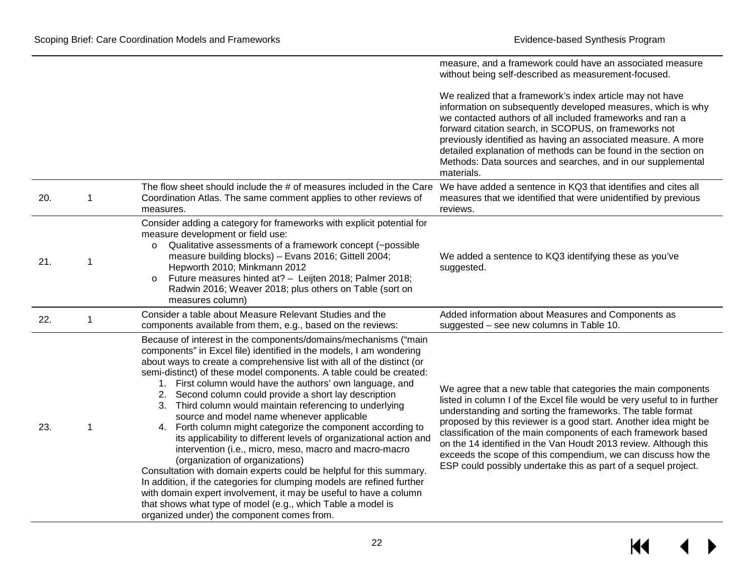| | | | |
|---|---|---|---|
| | | | measure, and a framework could have an associated measure without being self-described as measurement-focused.<br><br>We realized that a framework's index article may not have information on subsequently developed measures, which is why we contacted authors of all included frameworks and ran a forward citation search, in SCOPUS, on frameworks not previously identified as having an associated measure. A more detailed explanation of methods can be found in the section on Methods: Data sources and searches, and in our supplemental materials. |
| 20. | 1 | The flow sheet should include the # of measures included in the Care Coordination Atlas. The same comment applies to other reviews of measures. | We have added a sentence in KQ3 that identifies and cites all measures that we identified that were unidentified by previous reviews. |
| 21. | 1 | Consider adding a category for frameworks with explicit potential for measure development or field use:<br>o Qualitative assessments of a framework concept (~possible measure building blocks) – Evans 2016; Gittell 2004; Hepworth 2010; Minkmann 2012<br>o Future measures hinted at? – Leijten 2018; Palmer 2018; Radwin 2016; Weaver 2018; plus others on Table (sort on measures column) | We added a sentence to KQ3 identifying these as you've suggested. |
| 22. | 1 | Consider a table about Measure Relevant Studies and the components available from them, e.g., based on the reviews: | Added information about Measures and Components as suggested – see new columns in Table 10. |
| 23. | 1 | Because of interest in the components/domains/mechanisms ("main components" in Excel file) identified in the models, I am wondering about ways to create a comprehensive list with all of the distinct (or semi-distinct) of these model components. A table could be created:<br>1. First column would have the authors' own language, and<br>2. Second column could provide a short lay description<br>3. Third column would maintain referencing to underlying source and model name whenever applicable<br>4. Forth column might categorize the component according to its applicability to different levels of organizational action and intervention (i.e., micro, meso, macro and macro-macro (organization of organizations)<br>Consultation with domain experts could be helpful for this summary. In addition, if the categories for clumping models are refined further with domain expert involvement, it may be useful to have a column that shows what type of model (e.g., which Table a model is organized under) the component comes from. | We agree that a new table that categories the main components listed in column I of the Excel file would be very useful to in further understanding and sorting the frameworks. The table format proposed by this reviewer is a good start. Another idea might be classification of the main components of each framework based on the 14 identified in the Van Houdt 2013 review. Although this exceeds the scope of this compendium, we can discuss how the ESP could possibly undertake this as part of a sequel project. |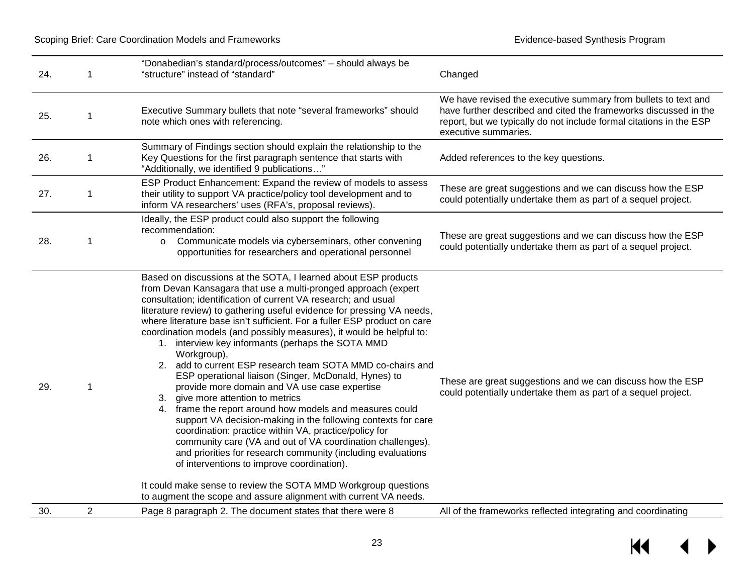| | | | |
|---|---|---|---|
| 24. | 1 | "Donabedian's standard/process/outcomes" – should always be "structure" instead of "standard" | Changed |
| 25. | 1 | Executive Summary bullets that note "several frameworks" should note which ones with referencing. | We have revised the executive summary from bullets to text and have further described and cited the frameworks discussed in the report, but we typically do not include formal citations in the ESP executive summaries. |
| 26. | 1 | Summary of Findings section should explain the relationship to the Key Questions for the first paragraph sentence that starts with "Additionally, we identified 9 publications…" | Added references to the key questions. |
| 27. | 1 | ESP Product Enhancement: Expand the review of models to assess their utility to support VA practice/policy tool development and to inform VA researchers' uses (RFA's, proposal reviews). | These are great suggestions and we can discuss how the ESP could potentially undertake them as part of a sequel project. |
| 28. | 1 | Ideally, the ESP product could also support the following recommendation:<br>o Communicate models via cyberseminars, other convening opportunities for researchers and operational personnel | These are great suggestions and we can discuss how the ESP could potentially undertake them as part of a sequel project. |
| 29. | 1 | Based on discussions at the SOTA, I learned about ESP products from Devan Kansagara that use a multi-pronged approach (expert consultation; identification of current VA research; and usual literature review) to gathering useful evidence for pressing VA needs, where literature base isn't sufficient. For a fuller ESP product on care coordination models (and possibly measures), it would be helpful to:<br>1. interview key informants (perhaps the SOTA MMD Workgroup),<br>2. add to current ESP research team SOTA MMD co-chairs and ESP operational liaison (Singer, McDonald, Hynes) to provide more domain and VA use case expertise<br>3. give more attention to metrics<br>4. frame the report around how models and measures could support VA decision-making in the following contexts for care coordination: practice within VA, practice/policy for community care (VA and out of VA coordination challenges), and priorities for research community (including evaluations of interventions to improve coordination).<br><br>It could make sense to review the SOTA MMD Workgroup questions to augment the scope and assure alignment with current VA needs. | These are great suggestions and we can discuss how the ESP could potentially undertake them as part of a sequel project. |
| 30. | 2 | Page 8 paragraph 2. The document states that there were 8 | All of the frameworks reflected integrating and coordinating |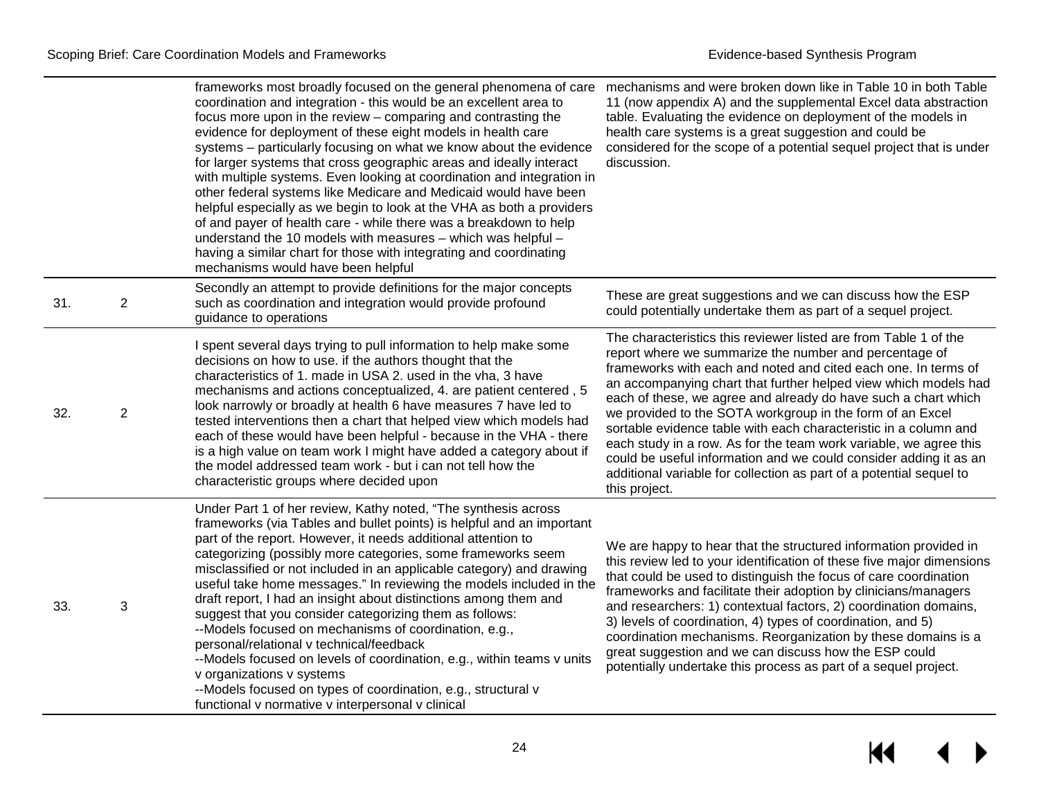| | | | |
|---|---|---|---|
| | | frameworks most broadly focused on the general phenomena of care coordination and integration - this would be an excellent area to focus more upon in the review – comparing and contrasting the evidence for deployment of these eight models in health care systems – particularly focusing on what we know about the evidence for larger systems that cross geographic areas and ideally interact with multiple systems. Even looking at coordination and integration in other federal systems like Medicare and Medicaid would have been helpful especially as we begin to look at the VHA as both a providers of and payer of health care - while there was a breakdown to help understand the 10 models with measures – which was helpful – having a similar chart for those with integrating and coordinating mechanisms would have been helpful | mechanisms and were broken down like in Table 10 in both Table 11 (now appendix A) and the supplemental Excel data abstraction table. Evaluating the evidence on deployment of the models in health care systems is a great suggestion and could be considered for the scope of a potential sequel project that is under discussion. |
| 31. | 2 | Secondly an attempt to provide definitions for the major concepts such as coordination and integration would provide profound guidance to operations | These are great suggestions and we can discuss how the ESP could potentially undertake them as part of a sequel project. |
| 32. | 2 | I spent several days trying to pull information to help make some decisions on how to use. if the authors thought that the characteristics of 1. made in USA 2. used in the vha, 3 have mechanisms and actions conceptualized, 4. are patient centered , 5 look narrowly or broadly at health 6 have measures 7 have led to tested interventions then a chart that helped view which models had each of these would have been helpful - because in the VHA - there is a high value on team work I might have added a category about if the model addressed team work - but i can not tell how the characteristic groups where decided upon | The characteristics this reviewer listed are from Table 1 of the report where we summarize the number and percentage of frameworks with each and noted and cited each one. In terms of an accompanying chart that further helped view which models had each of these, we agree and already do have such a chart which we provided to the SOTA workgroup in the form of an Excel sortable evidence table with each characteristic in a column and each study in a row. As for the team work variable, we agree this could be useful information and we could consider adding it as an additional variable for collection as part of a potential sequel to this project. |
| 33. | 3 | Under Part 1 of her review, Kathy noted, "The synthesis across frameworks (via Tables and bullet points) is helpful and an important part of the report. However, it needs additional attention to categorizing (possibly more categories, some frameworks seem misclassified or not included in an applicable category) and drawing useful take home messages." In reviewing the models included in the draft report, I had an insight about distinctions among them and suggest that you consider categorizing them as follows:<br>--Models focused on mechanisms of coordination, e.g., personal/relational v technical/feedback<br>--Models focused on levels of coordination, e.g., within teams v units v organizations v systems<br>--Models focused on types of coordination, e.g., structural v functional v normative v interpersonal v clinical | We are happy to hear that the structured information provided in this review led to your identification of these five major dimensions that could be used to distinguish the focus of care coordination frameworks and facilitate their adoption by clinicians/managers and researchers: 1) contextual factors, 2) coordination domains, 3) levels of coordination, 4) types of coordination, and 5) coordination mechanisms. Reorganization by these domains is a great suggestion and we can discuss how the ESP could potentially undertake this process as part of a sequel project. |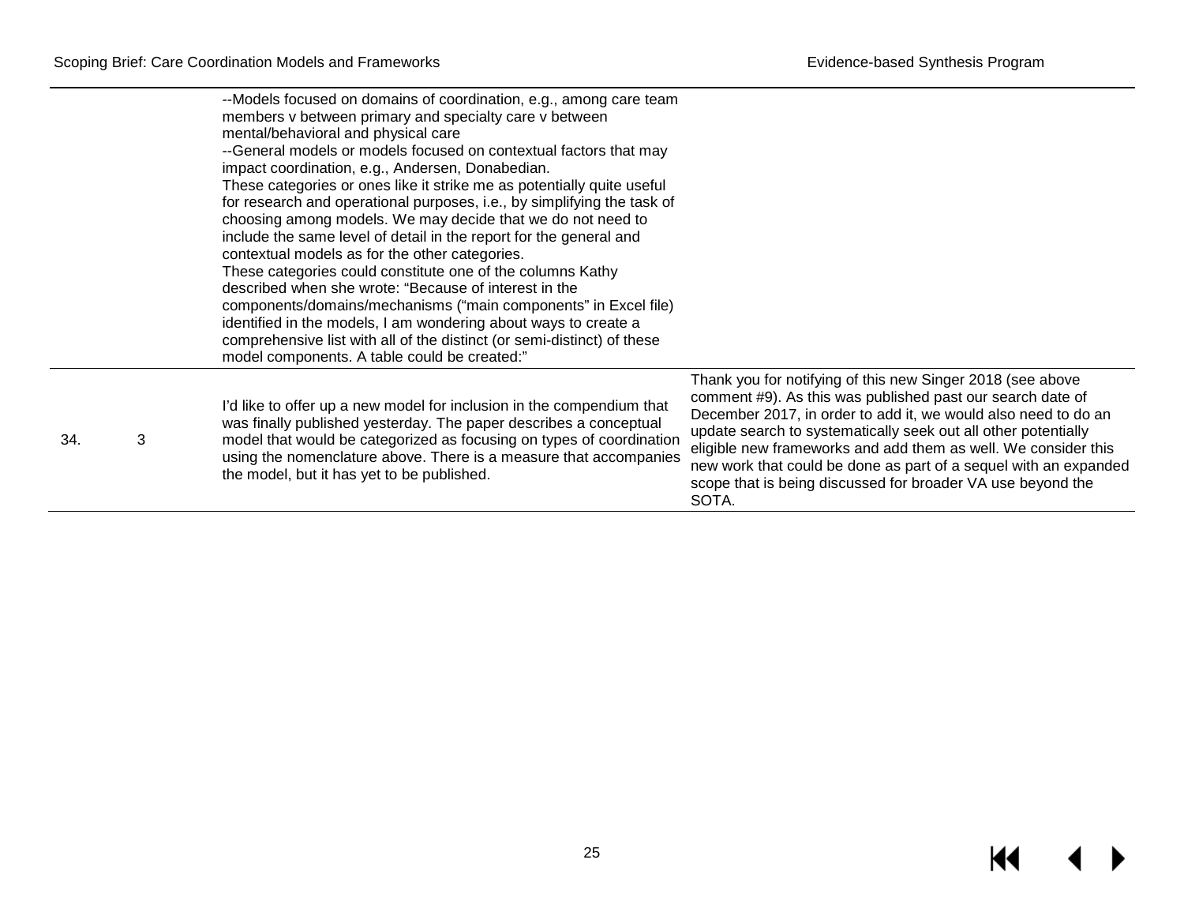| | | | |
|---|---|---|---|
| | | --Models focused on domains of coordination, e.g., among care team members v between primary and specialty care v between mental/behavioral and physical care<br>--General models or models focused on contextual factors that may impact coordination, e.g., Andersen, Donabedian.<br>These categories or ones like it strike me as potentially quite useful for research and operational purposes, i.e., by simplifying the task of choosing among models. We may decide that we do not need to include the same level of detail in the report for the general and contextual models as for the other categories.<br>These categories could constitute one of the columns Kathy described when she wrote: "Because of interest in the components/domains/mechanisms ("main components" in Excel file) identified in the models, I am wondering about ways to create a comprehensive list with all of the distinct (or semi-distinct) of these model components. A table could be created:" | |
| 34. | 3 | I'd like to offer up a new model for inclusion in the compendium that was finally published yesterday. The paper describes a conceptual model that would be categorized as focusing on types of coordination using the nomenclature above. There is a measure that accompanies the model, but it has yet to be published. | Thank you for notifying of this new Singer 2018 (see above comment #9). As this was published past our search date of December 2017, in order to add it, we would also need to do an update search to systematically seek out all other potentially eligible new frameworks and add them as well. We consider this new work that could be done as part of a sequel with an expanded scope that is being discussed for broader VA use beyond the SOTA. |